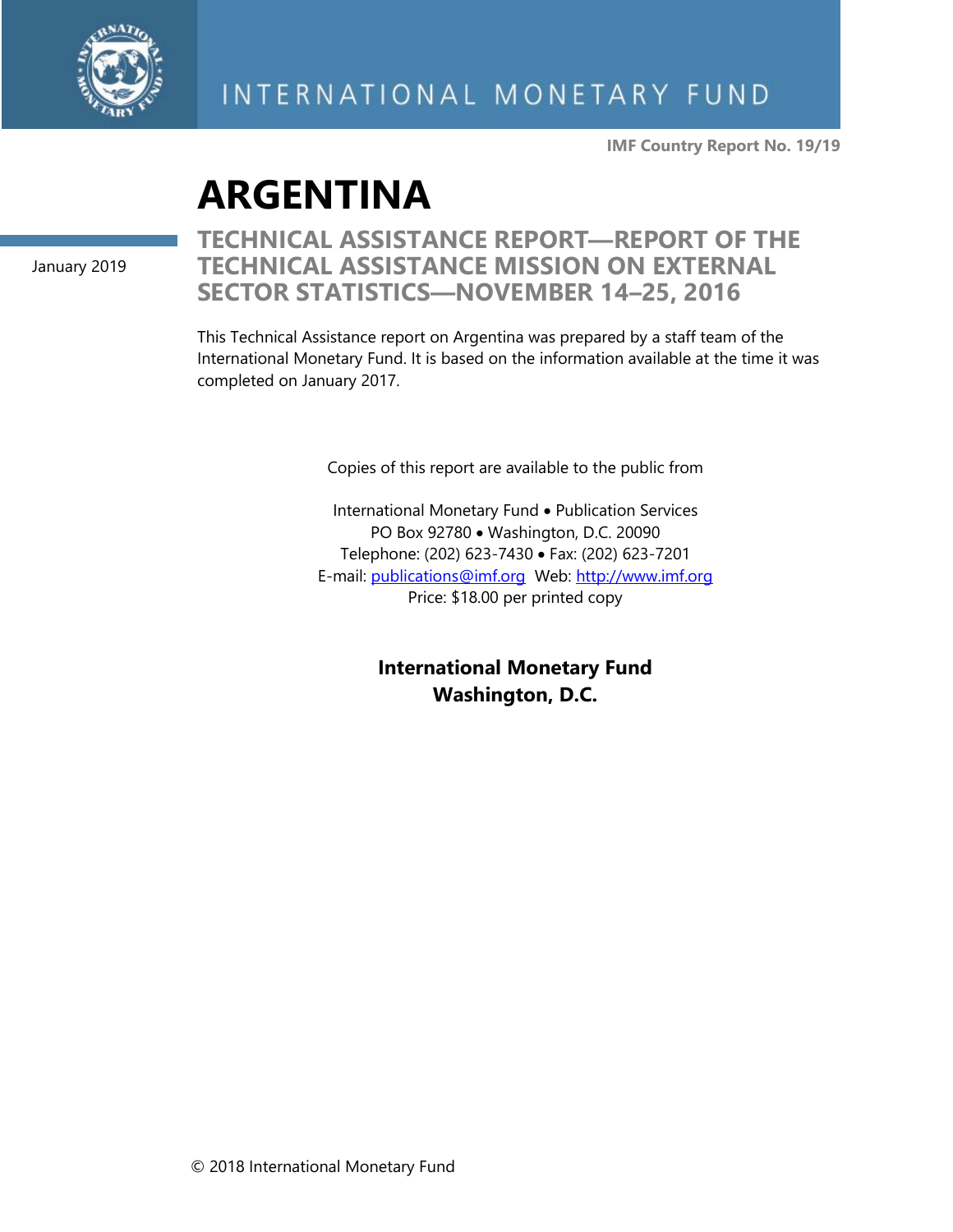INTERNATIONAL MONETARY FUND

**IMF Country Report No. 19/19**

# ARGENTINA

January 2019

## TECHNICAL ASSISTANCE REPORT—REPORT OF THE TECHNICAL ASSISTANCE MISSION ON EXTERNAL SECTOR STATISTICS—NOVEMBER 14–25, 2016

This Technical Assistance report on Argentina was prepared by a staff team of the International Monetary Fund. It is based on the information available at the time it was completed on January 2017.

Copies of this report are available to the public from

International Monetary Fund • Publication Services
PO Box 92780 • Washington, D.C. 20090
Telephone: (202) 623-7430 • Fax: (202) 623-7201
E-mail: publications@imf.org Web: http://www.imf.org
Price: $18.00 per printed copy

**International Monetary Fund**
**Washington, D.C.**

© 2018 International Monetary Fund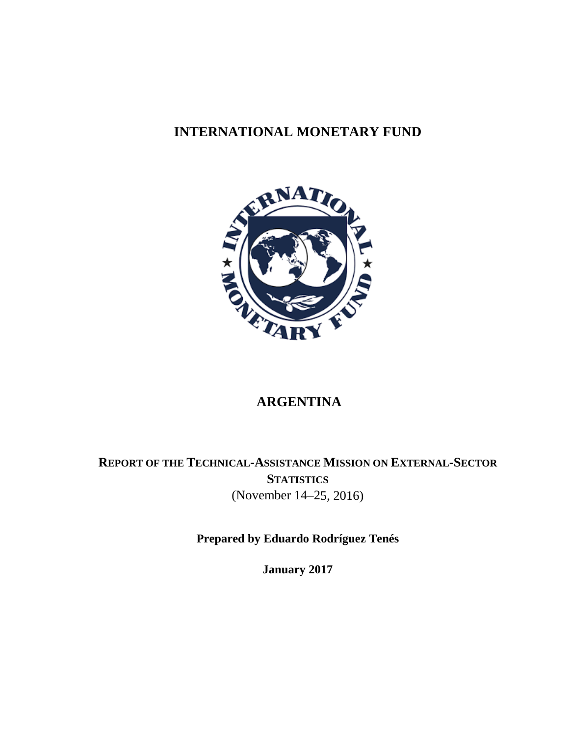# INTERNATIONAL MONETARY FUND

# ARGENTINA

## REPORT OF THE TECHNICAL-ASSISTANCE MISSION ON EXTERNAL-SECTOR STATISTICS

(November 14–25, 2016)

**Prepared by Eduardo Rodríguez Tenés**

**January 2017**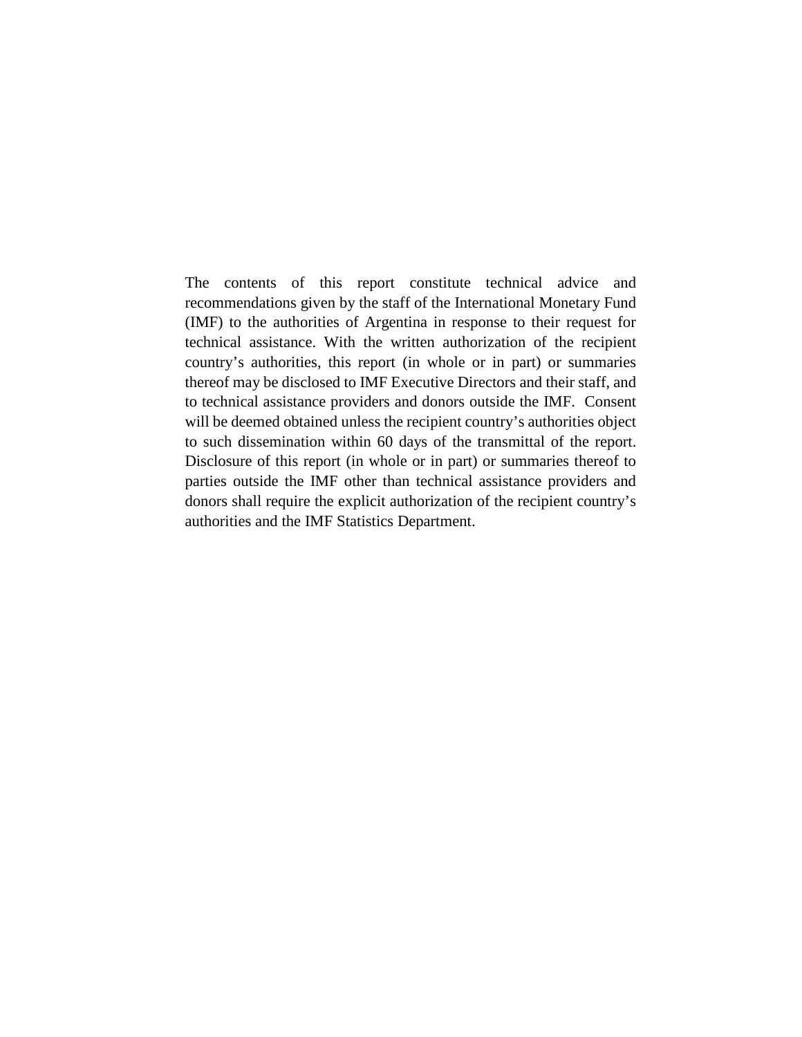The contents of this report constitute technical advice and recommendations given by the staff of the International Monetary Fund (IMF) to the authorities of Argentina in response to their request for technical assistance. With the written authorization of the recipient country's authorities, this report (in whole or in part) or summaries thereof may be disclosed to IMF Executive Directors and their staff, and to technical assistance providers and donors outside the IMF. Consent will be deemed obtained unless the recipient country's authorities object to such dissemination within 60 days of the transmittal of the report. Disclosure of this report (in whole or in part) or summaries thereof to parties outside the IMF other than technical assistance providers and donors shall require the explicit authorization of the recipient country's authorities and the IMF Statistics Department.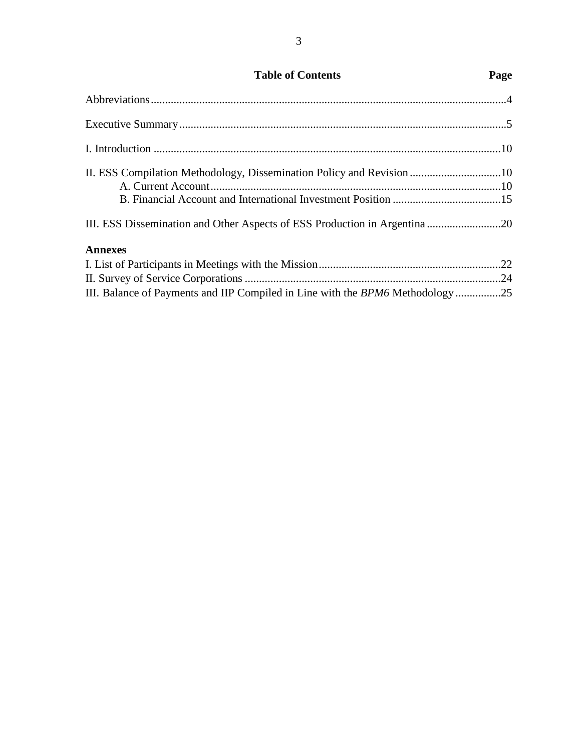## Table of Contents

| | Page |
|---|---|
| Abbreviations | 4 |
| Executive Summary | 5 |
| I. Introduction | 10 |
| II. ESS Compilation Methodology, Dissemination Policy and Revision | 10 |
| A. Current Account | 10 |
| B. Financial Account and International Investment Position | 15 |
| III. ESS Dissemination and Other Aspects of ESS Production in Argentina | 20 |
| **Annexes** | |
| I. List of Participants in Meetings with the Mission | 22 |
| II. Survey of Service Corporations | 24 |
| III. Balance of Payments and IIP Compiled in Line with the *BPM6* Methodology | 25 |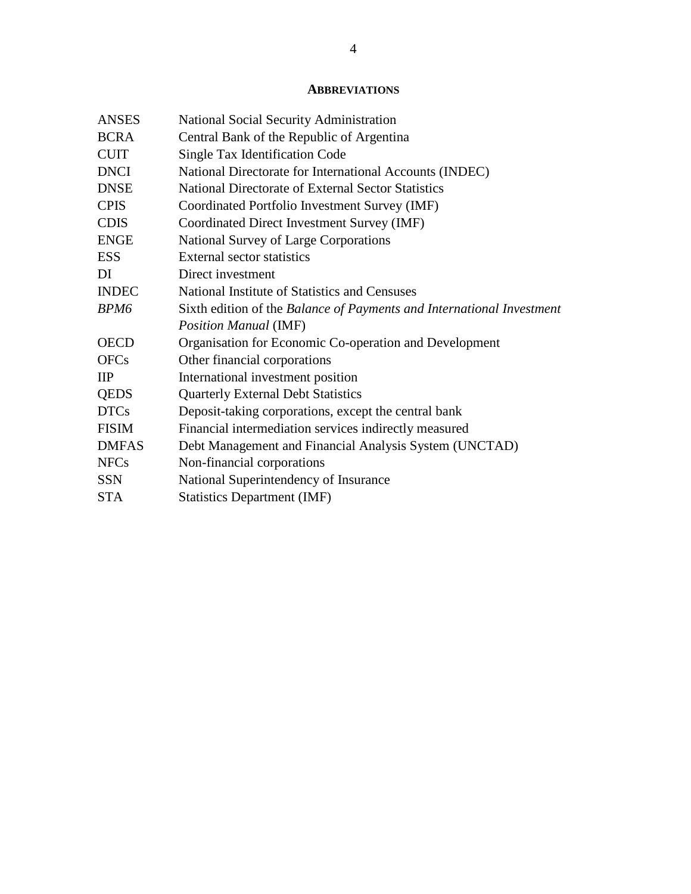## ABBREVIATIONS

| | |
|---|---|
| ANSES | National Social Security Administration |
| BCRA | Central Bank of the Republic of Argentina |
| CUIT | Single Tax Identification Code |
| DNCI | National Directorate for International Accounts (INDEC) |
| DNSE | National Directorate of External Sector Statistics |
| CPIS | Coordinated Portfolio Investment Survey (IMF) |
| CDIS | Coordinated Direct Investment Survey (IMF) |
| ENGE | National Survey of Large Corporations |
| ESS | External sector statistics |
| DI | Direct investment |
| INDEC | National Institute of Statistics and Censuses |
| *BPM6* | Sixth edition of the *Balance of Payments and International Investment Position Manual* (IMF) |
| OECD | Organisation for Economic Co-operation and Development |
| OFCs | Other financial corporations |
| IIP | International investment position |
| QEDS | Quarterly External Debt Statistics |
| DTCs | Deposit-taking corporations, except the central bank |
| FISIM | Financial intermediation services indirectly measured |
| DMFAS | Debt Management and Financial Analysis System (UNCTAD) |
| NFCs | Non-financial corporations |
| SSN | National Superintendency of Insurance |
| STA | Statistics Department (IMF) |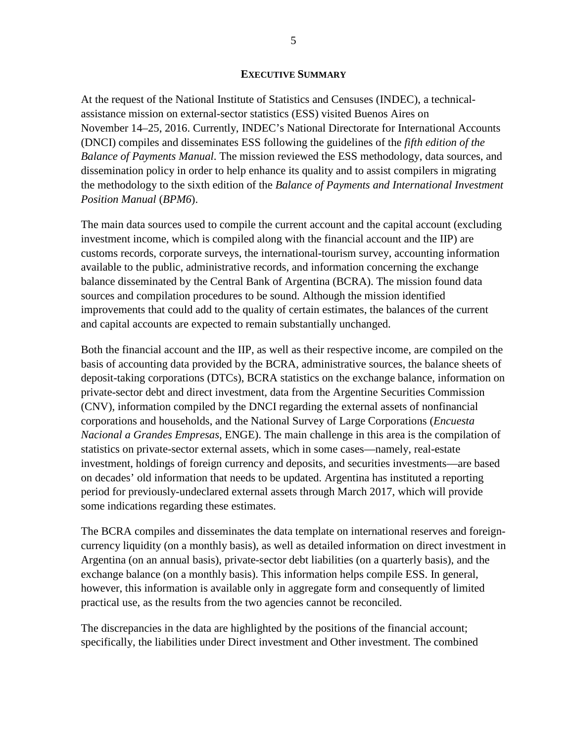## EXECUTIVE SUMMARY

At the request of the National Institute of Statistics and Censuses (INDEC), a technical-assistance mission on external-sector statistics (ESS) visited Buenos Aires on November 14–25, 2016. Currently, INDEC's National Directorate for International Accounts (DNCI) compiles and disseminates ESS following the guidelines of the *fifth edition of the Balance of Payments Manual*. The mission reviewed the ESS methodology, data sources, and dissemination policy in order to help enhance its quality and to assist compilers in migrating the methodology to the sixth edition of the *Balance of Payments and International Investment Position Manual* (*BPM6*).

The main data sources used to compile the current account and the capital account (excluding investment income, which is compiled along with the financial account and the IIP) are customs records, corporate surveys, the international-tourism survey, accounting information available to the public, administrative records, and information concerning the exchange balance disseminated by the Central Bank of Argentina (BCRA). The mission found data sources and compilation procedures to be sound. Although the mission identified improvements that could add to the quality of certain estimates, the balances of the current and capital accounts are expected to remain substantially unchanged.

Both the financial account and the IIP, as well as their respective income, are compiled on the basis of accounting data provided by the BCRA, administrative sources, the balance sheets of deposit-taking corporations (DTCs), BCRA statistics on the exchange balance, information on private-sector debt and direct investment, data from the Argentine Securities Commission (CNV), information compiled by the DNCI regarding the external assets of nonfinancial corporations and households, and the National Survey of Large Corporations (*Encuesta Nacional a Grandes Empresas*, ENGE). The main challenge in this area is the compilation of statistics on private-sector external assets, which in some cases—namely, real-estate investment, holdings of foreign currency and deposits, and securities investments—are based on decades' old information that needs to be updated. Argentina has instituted a reporting period for previously-undeclared external assets through March 2017, which will provide some indications regarding these estimates.

The BCRA compiles and disseminates the data template on international reserves and foreign-currency liquidity (on a monthly basis), as well as detailed information on direct investment in Argentina (on an annual basis), private-sector debt liabilities (on a quarterly basis), and the exchange balance (on a monthly basis). This information helps compile ESS. In general, however, this information is available only in aggregate form and consequently of limited practical use, as the results from the two agencies cannot be reconciled.

The discrepancies in the data are highlighted by the positions of the financial account; specifically, the liabilities under Direct investment and Other investment. The combined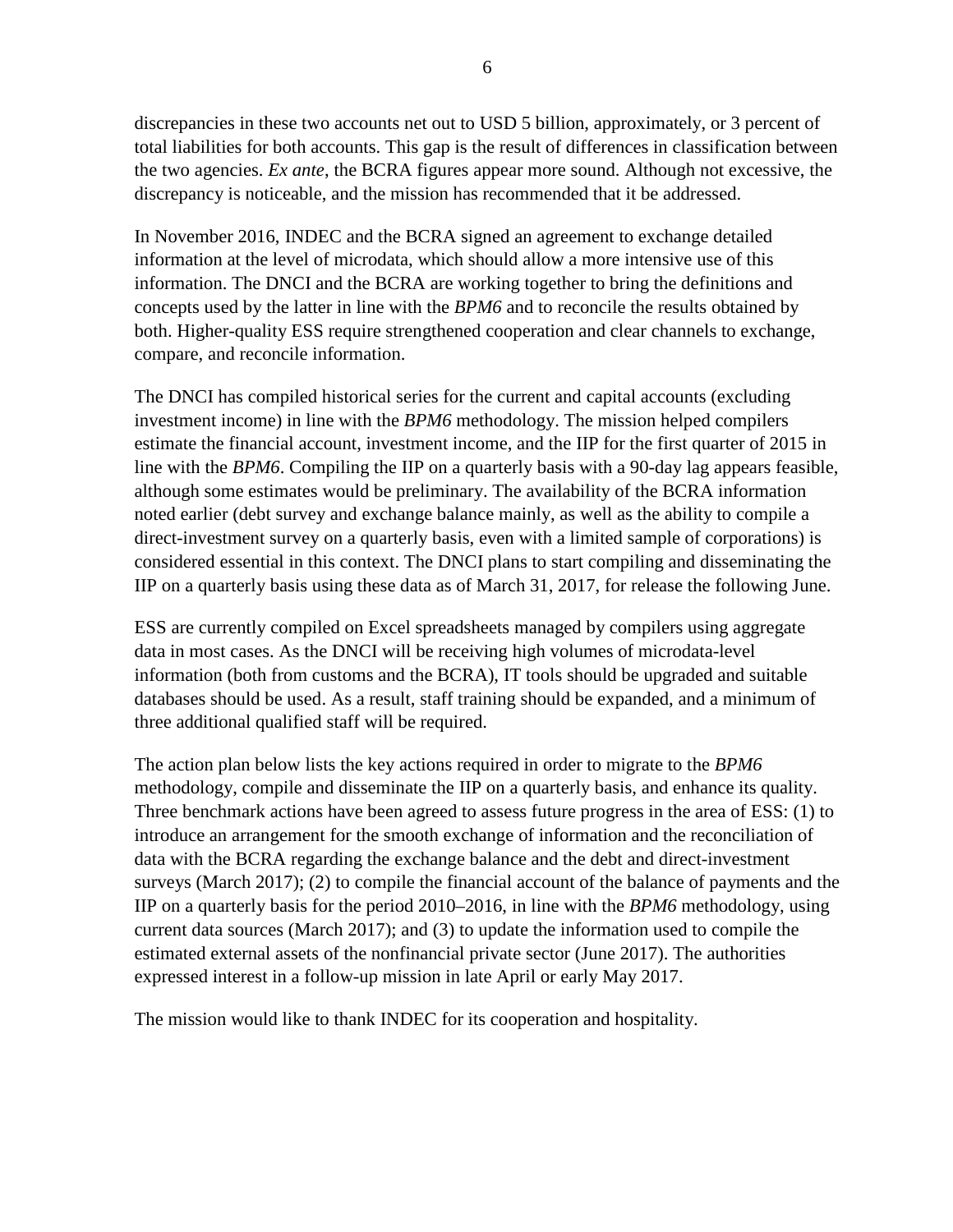discrepancies in these two accounts net out to USD 5 billion, approximately, or 3 percent of total liabilities for both accounts. This gap is the result of differences in classification between the two agencies. *Ex ante*, the BCRA figures appear more sound. Although not excessive, the discrepancy is noticeable, and the mission has recommended that it be addressed.

In November 2016, INDEC and the BCRA signed an agreement to exchange detailed information at the level of microdata, which should allow a more intensive use of this information. The DNCI and the BCRA are working together to bring the definitions and concepts used by the latter in line with the *BPM6* and to reconcile the results obtained by both. Higher-quality ESS require strengthened cooperation and clear channels to exchange, compare, and reconcile information.

The DNCI has compiled historical series for the current and capital accounts (excluding investment income) in line with the *BPM6* methodology. The mission helped compilers estimate the financial account, investment income, and the IIP for the first quarter of 2015 in line with the *BPM6*. Compiling the IIP on a quarterly basis with a 90-day lag appears feasible, although some estimates would be preliminary. The availability of the BCRA information noted earlier (debt survey and exchange balance mainly, as well as the ability to compile a direct-investment survey on a quarterly basis, even with a limited sample of corporations) is considered essential in this context. The DNCI plans to start compiling and disseminating the IIP on a quarterly basis using these data as of March 31, 2017, for release the following June.

ESS are currently compiled on Excel spreadsheets managed by compilers using aggregate data in most cases. As the DNCI will be receiving high volumes of microdata-level information (both from customs and the BCRA), IT tools should be upgraded and suitable databases should be used. As a result, staff training should be expanded, and a minimum of three additional qualified staff will be required.

The action plan below lists the key actions required in order to migrate to the *BPM6* methodology, compile and disseminate the IIP on a quarterly basis, and enhance its quality. Three benchmark actions have been agreed to assess future progress in the area of ESS: (1) to introduce an arrangement for the smooth exchange of information and the reconciliation of data with the BCRA regarding the exchange balance and the debt and direct-investment surveys (March 2017); (2) to compile the financial account of the balance of payments and the IIP on a quarterly basis for the period 2010–2016, in line with the *BPM6* methodology, using current data sources (March 2017); and (3) to update the information used to compile the estimated external assets of the nonfinancial private sector (June 2017). The authorities expressed interest in a follow-up mission in late April or early May 2017.

The mission would like to thank INDEC for its cooperation and hospitality.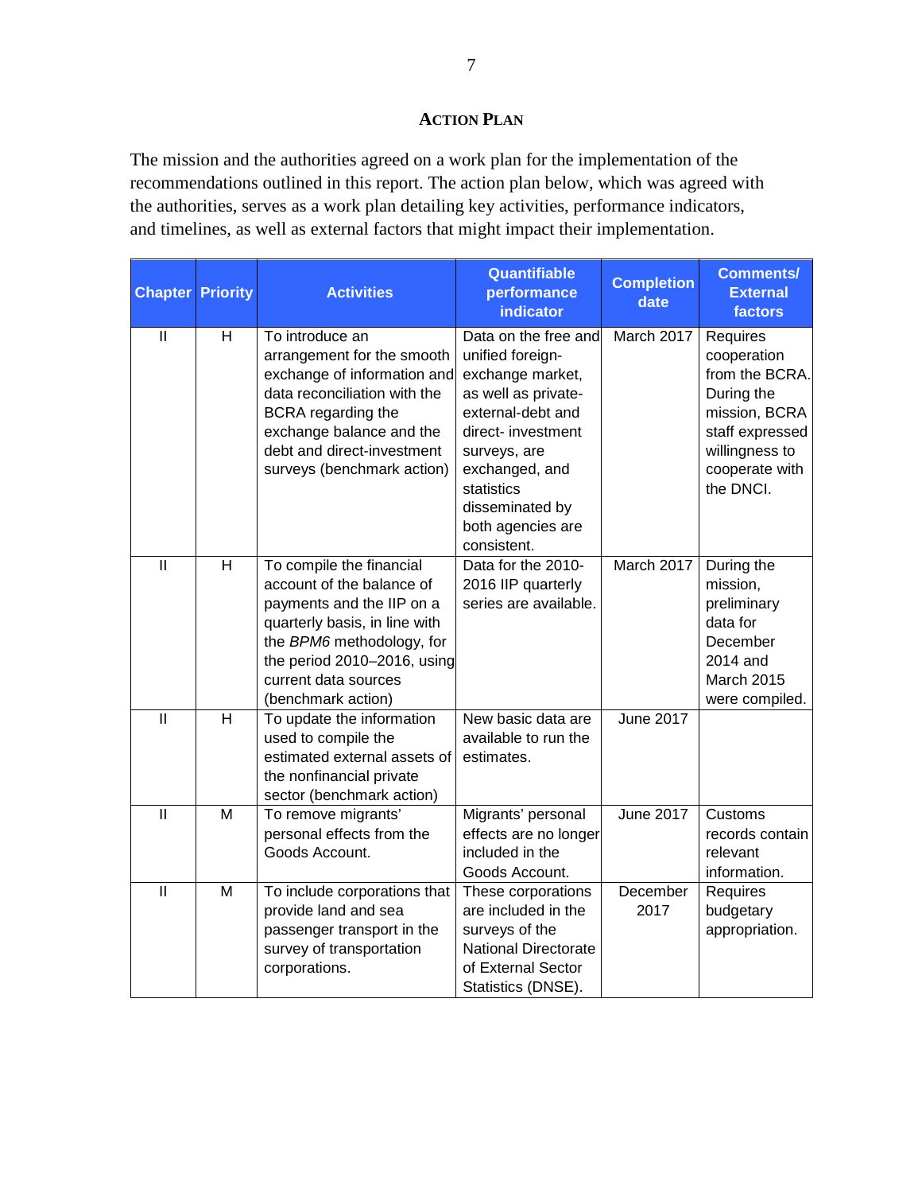## ACTION PLAN

The mission and the authorities agreed on a work plan for the implementation of the recommendations outlined in this report. The action plan below, which was agreed with the authorities, serves as a work plan detailing key activities, performance indicators, and timelines, as well as external factors that might impact their implementation.

| Chapter | Priority | Activities | Quantifiable performance indicator | Completion date | Comments/ External factors |
|---|---|---|---|---|---|
| II | H | To introduce an arrangement for the smooth exchange of information and data reconciliation with the BCRA regarding the exchange balance and the debt and direct-investment surveys (benchmark action) | Data on the free and unified foreign-exchange market, as well as private-external-debt and direct- investment surveys, are exchanged, and statistics disseminated by both agencies are consistent. | March 2017 | Requires cooperation from the BCRA. During the mission, BCRA staff expressed willingness to cooperate with the DNCI. |
| II | H | To compile the financial account of the balance of payments and the IIP on a quarterly basis, in line with the *BPM6* methodology, for the period 2010–2016, using current data sources (benchmark action) | Data for the 2010-2016 IIP quarterly series are available. | March 2017 | During the mission, preliminary data for December 2014 and March 2015 were compiled. |
| II | H | To update the information used to compile the estimated external assets of the nonfinancial private sector (benchmark action) | New basic data are available to run the estimates. | June 2017 | |
| II | M | To remove migrants' personal effects from the Goods Account. | Migrants' personal effects are no longer included in the Goods Account. | June 2017 | Customs records contain relevant information. |
| II | M | To include corporations that provide land and sea passenger transport in the survey of transportation corporations. | These corporations are included in the surveys of the National Directorate of External Sector Statistics (DNSE). | December 2017 | Requires budgetary appropriation. |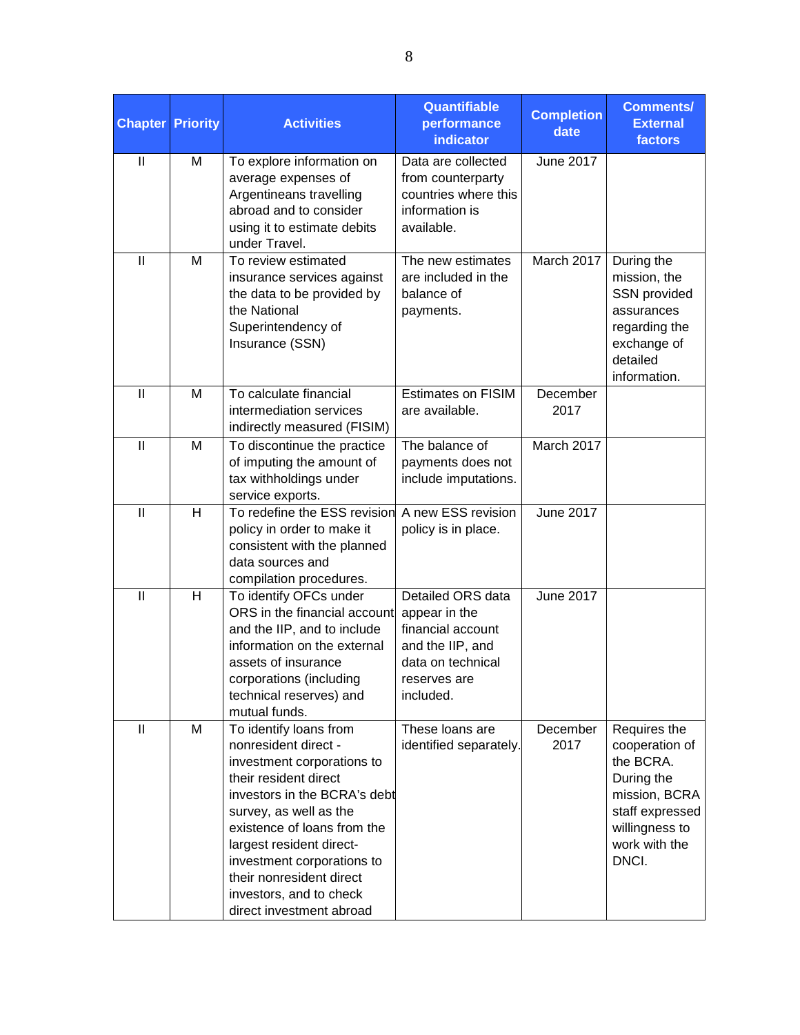| Chapter | Priority | Activities | Quantifiable performance indicator | Completion date | Comments/ External factors |
|---|---|---|---|---|---|
| II | M | To explore information on average expenses of Argentineans travelling abroad and to consider using it to estimate debits under Travel. | Data are collected from counterparty countries where this information is available. | June 2017 | |
| II | M | To review estimated insurance services against the data to be provided by the National Superintendency of Insurance (SSN) | The new estimates are included in the balance of payments. | March 2017 | During the mission, the SSN provided assurances regarding the exchange of detailed information. |
| II | M | To calculate financial intermediation services indirectly measured (FISIM) | Estimates on FISIM are available. | December 2017 | |
| II | M | To discontinue the practice of imputing the amount of tax withholdings under service exports. | The balance of payments does not include imputations. | March 2017 | |
| II | H | To redefine the ESS revision policy in order to make it consistent with the planned data sources and compilation procedures. | A new ESS revision policy is in place. | June 2017 | |
| II | H | To identify OFCs under ORS in the financial account and the IIP, and to include information on the external assets of insurance corporations (including technical reserves) and mutual funds. | Detailed ORS data appear in the financial account and the IIP, and data on technical reserves are included. | June 2017 | |
| II | M | To identify loans from nonresident direct - investment corporations to their resident direct investors in the BCRA's debt survey, as well as the existence of loans from the largest resident direct-investment corporations to their nonresident direct investors, and to check direct investment abroad | These loans are identified separately. | December 2017 | Requires the cooperation of the BCRA. During the mission, BCRA staff expressed willingness to work with the DNCI. |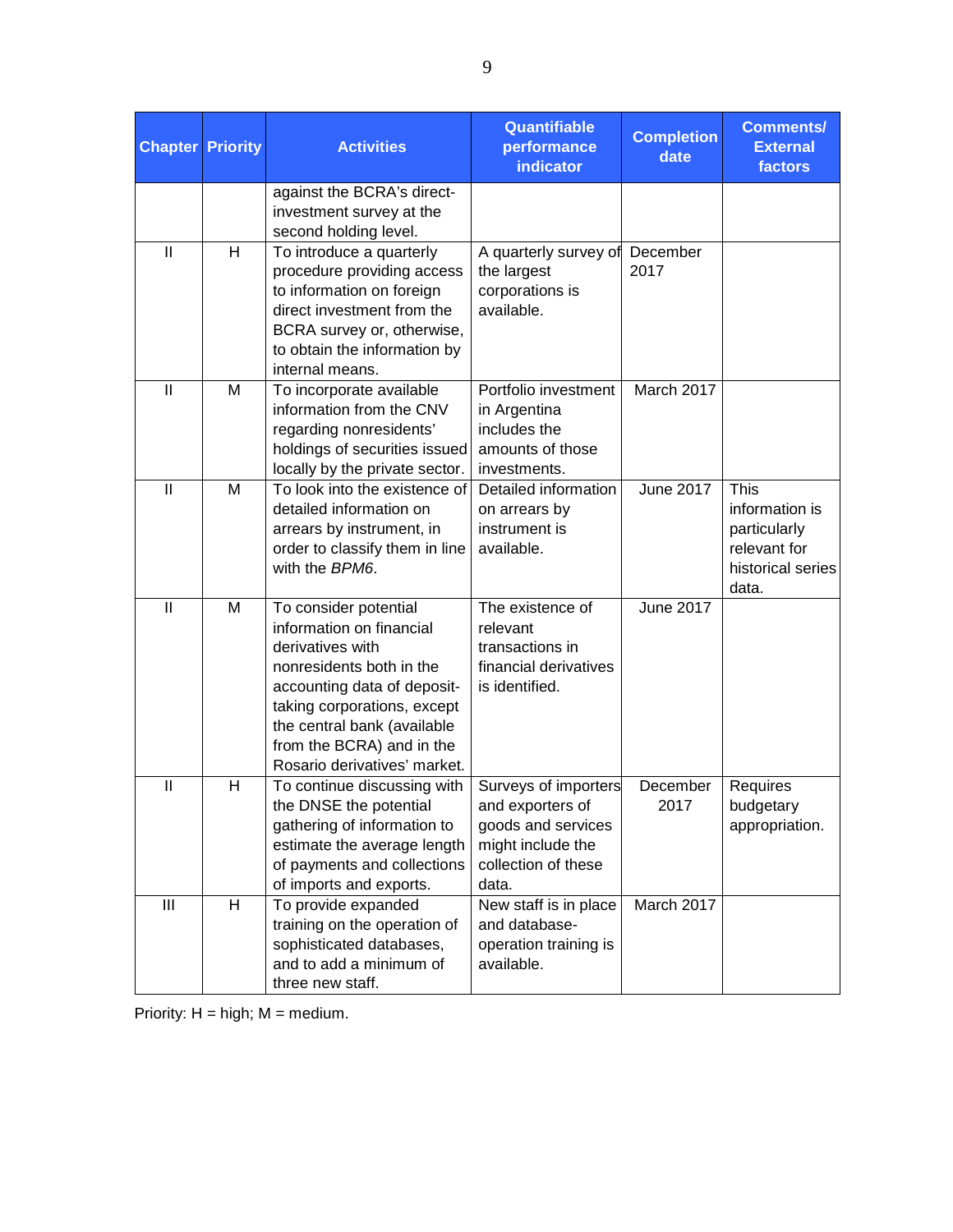| Chapter | Priority | Activities | Quantifiable performance indicator | Completion date | Comments/ External factors |
|---|---|---|---|---|---|
| | | against the BCRA's direct-investment survey at the second holding level. | | | |
| II | H | To introduce a quarterly procedure providing access to information on foreign direct investment from the BCRA survey or, otherwise, to obtain the information by internal means. | A quarterly survey of the largest corporations is available. | December 2017 | |
| II | M | To incorporate available information from the CNV regarding nonresidents' holdings of securities issued locally by the private sector. | Portfolio investment in Argentina includes the amounts of those investments. | March 2017 | |
| II | M | To look into the existence of detailed information on arrears by instrument, in order to classify them in line with the *BPM6*. | Detailed information on arrears by instrument is available. | June 2017 | This information is particularly relevant for historical series data. |
| II | M | To consider potential information on financial derivatives with nonresidents both in the accounting data of deposit-taking corporations, except the central bank (available from the BCRA) and in the Rosario derivatives' market. | The existence of relevant transactions in financial derivatives is identified. | June 2017 | |
| II | H | To continue discussing with the DNSE the potential gathering of information to estimate the average length of payments and collections of imports and exports. | Surveys of importers and exporters of goods and services might include the collection of these data. | December 2017 | Requires budgetary appropriation. |
| III | H | To provide expanded training on the operation of sophisticated databases, and to add a minimum of three new staff. | New staff is in place and database-operation training is available. | March 2017 | |

Priority: H = high; M = medium.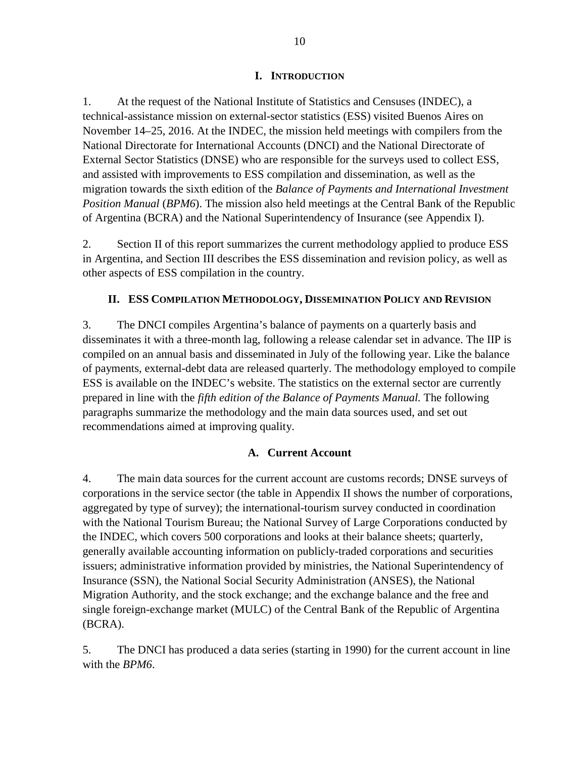## I. Introduction

1. At the request of the National Institute of Statistics and Censuses (INDEC), a technical-assistance mission on external-sector statistics (ESS) visited Buenos Aires on November 14–25, 2016. At the INDEC, the mission held meetings with compilers from the National Directorate for International Accounts (DNCI) and the National Directorate of External Sector Statistics (DNSE) who are responsible for the surveys used to collect ESS, and assisted with improvements to ESS compilation and dissemination, as well as the migration towards the sixth edition of the *Balance of Payments and International Investment Position Manual* (*BPM6*). The mission also held meetings at the Central Bank of the Republic of Argentina (BCRA) and the National Superintendency of Insurance (see Appendix I).

2. Section II of this report summarizes the current methodology applied to produce ESS in Argentina, and Section III describes the ESS dissemination and revision policy, as well as other aspects of ESS compilation in the country.

## II. ESS Compilation Methodology, Dissemination Policy and Revision

3. The DNCI compiles Argentina's balance of payments on a quarterly basis and disseminates it with a three-month lag, following a release calendar set in advance. The IIP is compiled on an annual basis and disseminated in July of the following year. Like the balance of payments, external-debt data are released quarterly. The methodology employed to compile ESS is available on the INDEC's website. The statistics on the external sector are currently prepared in line with the *fifth edition of the Balance of Payments Manual.* The following paragraphs summarize the methodology and the main data sources used, and set out recommendations aimed at improving quality.

### A. Current Account

4. The main data sources for the current account are customs records; DNSE surveys of corporations in the service sector (the table in Appendix II shows the number of corporations, aggregated by type of survey); the international-tourism survey conducted in coordination with the National Tourism Bureau; the National Survey of Large Corporations conducted by the INDEC, which covers 500 corporations and looks at their balance sheets; quarterly, generally available accounting information on publicly-traded corporations and securities issuers; administrative information provided by ministries, the National Superintendency of Insurance (SSN), the National Social Security Administration (ANSES), the National Migration Authority, and the stock exchange; and the exchange balance and the free and single foreign-exchange market (MULC) of the Central Bank of the Republic of Argentina (BCRA).

5. The DNCI has produced a data series (starting in 1990) for the current account in line with the *BPM6*.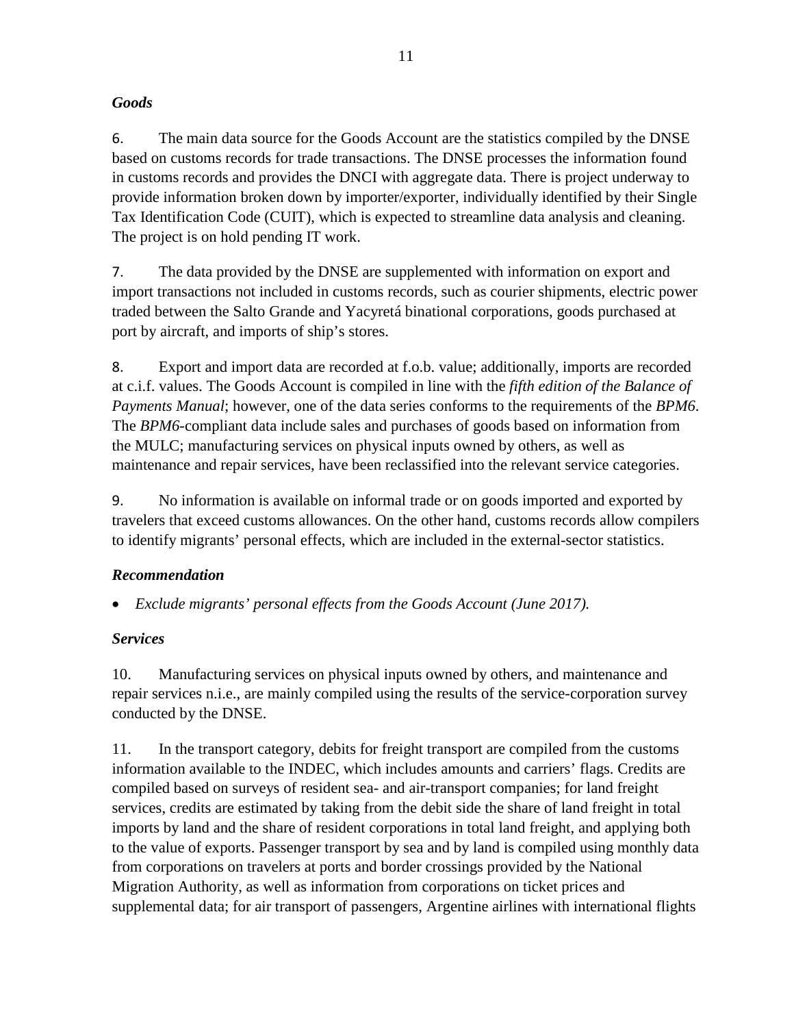### *Goods*

6. The main data source for the Goods Account are the statistics compiled by the DNSE based on customs records for trade transactions. The DNSE processes the information found in customs records and provides the DNCI with aggregate data. There is project underway to provide information broken down by importer/exporter, individually identified by their Single Tax Identification Code (CUIT), which is expected to streamline data analysis and cleaning. The project is on hold pending IT work.

7. The data provided by the DNSE are supplemented with information on export and import transactions not included in customs records, such as courier shipments, electric power traded between the Salto Grande and Yacyretá binational corporations, goods purchased at port by aircraft, and imports of ship's stores.

8. Export and import data are recorded at f.o.b. value; additionally, imports are recorded at c.i.f. values. The Goods Account is compiled in line with the *fifth edition of the Balance of Payments Manual*; however, one of the data series conforms to the requirements of the *BPM6*. The *BPM6*-compliant data include sales and purchases of goods based on information from the MULC; manufacturing services on physical inputs owned by others, as well as maintenance and repair services, have been reclassified into the relevant service categories.

9. No information is available on informal trade or on goods imported and exported by travelers that exceed customs allowances. On the other hand, customs records allow compilers to identify migrants' personal effects, which are included in the external-sector statistics.

### *Recommendation*

- *Exclude migrants' personal effects from the Goods Account (June 2017).*

### *Services*

10. Manufacturing services on physical inputs owned by others, and maintenance and repair services n.i.e., are mainly compiled using the results of the service-corporation survey conducted by the DNSE.

11. In the transport category, debits for freight transport are compiled from the customs information available to the INDEC, which includes amounts and carriers' flags. Credits are compiled based on surveys of resident sea- and air-transport companies; for land freight services, credits are estimated by taking from the debit side the share of land freight in total imports by land and the share of resident corporations in total land freight, and applying both to the value of exports. Passenger transport by sea and by land is compiled using monthly data from corporations on travelers at ports and border crossings provided by the National Migration Authority, as well as information from corporations on ticket prices and supplemental data; for air transport of passengers, Argentine airlines with international flights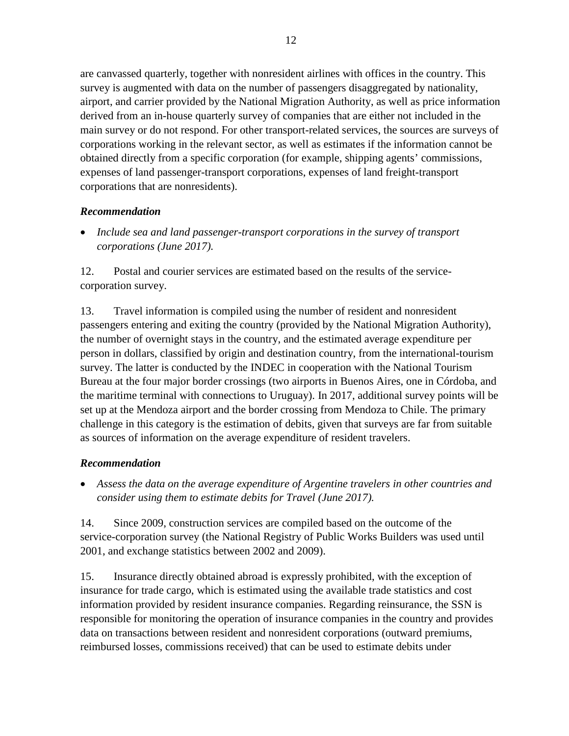are canvassed quarterly, together with nonresident airlines with offices in the country. This survey is augmented with data on the number of passengers disaggregated by nationality, airport, and carrier provided by the National Migration Authority, as well as price information derived from an in-house quarterly survey of companies that are either not included in the main survey or do not respond. For other transport-related services, the sources are surveys of corporations working in the relevant sector, as well as estimates if the information cannot be obtained directly from a specific corporation (for example, shipping agents' commissions, expenses of land passenger-transport corporations, expenses of land freight-transport corporations that are nonresidents).

***Recommendation***

- *Include sea and land passenger-transport corporations in the survey of transport corporations (June 2017).*

12. Postal and courier services are estimated based on the results of the service-corporation survey.

13. Travel information is compiled using the number of resident and nonresident passengers entering and exiting the country (provided by the National Migration Authority), the number of overnight stays in the country, and the estimated average expenditure per person in dollars, classified by origin and destination country, from the international-tourism survey. The latter is conducted by the INDEC in cooperation with the National Tourism Bureau at the four major border crossings (two airports in Buenos Aires, one in Córdoba, and the maritime terminal with connections to Uruguay). In 2017, additional survey points will be set up at the Mendoza airport and the border crossing from Mendoza to Chile. The primary challenge in this category is the estimation of debits, given that surveys are far from suitable as sources of information on the average expenditure of resident travelers.

***Recommendation***

- *Assess the data on the average expenditure of Argentine travelers in other countries and consider using them to estimate debits for Travel (June 2017).*

14. Since 2009, construction services are compiled based on the outcome of the service-corporation survey (the National Registry of Public Works Builders was used until 2001, and exchange statistics between 2002 and 2009).

15. Insurance directly obtained abroad is expressly prohibited, with the exception of insurance for trade cargo, which is estimated using the available trade statistics and cost information provided by resident insurance companies. Regarding reinsurance, the SSN is responsible for monitoring the operation of insurance companies in the country and provides data on transactions between resident and nonresident corporations (outward premiums, reimbursed losses, commissions received) that can be used to estimate debits under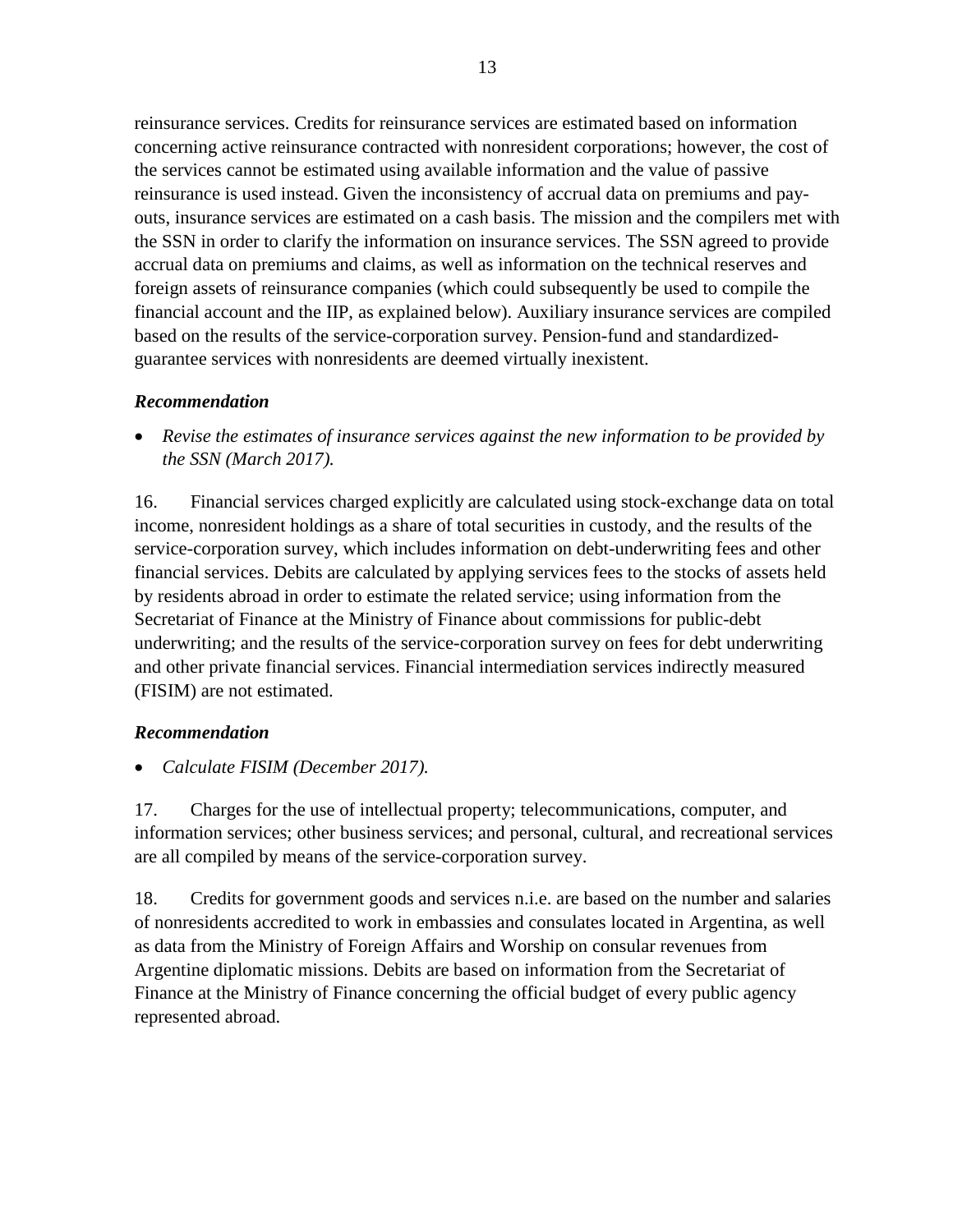reinsurance services. Credits for reinsurance services are estimated based on information concerning active reinsurance contracted with nonresident corporations; however, the cost of the services cannot be estimated using available information and the value of passive reinsurance is used instead. Given the inconsistency of accrual data on premiums and pay-outs, insurance services are estimated on a cash basis. The mission and the compilers met with the SSN in order to clarify the information on insurance services. The SSN agreed to provide accrual data on premiums and claims, as well as information on the technical reserves and foreign assets of reinsurance companies (which could subsequently be used to compile the financial account and the IIP, as explained below). Auxiliary insurance services are compiled based on the results of the service-corporation survey. Pension-fund and standardized-guarantee services with nonresidents are deemed virtually inexistent.

### *Recommendation*

- *Revise the estimates of insurance services against the new information to be provided by the SSN (March 2017).*

16. Financial services charged explicitly are calculated using stock-exchange data on total income, nonresident holdings as a share of total securities in custody, and the results of the service-corporation survey, which includes information on debt-underwriting fees and other financial services. Debits are calculated by applying services fees to the stocks of assets held by residents abroad in order to estimate the related service; using information from the Secretariat of Finance at the Ministry of Finance about commissions for public-debt underwriting; and the results of the service-corporation survey on fees for debt underwriting and other private financial services. Financial intermediation services indirectly measured (FISIM) are not estimated.

### *Recommendation*

- *Calculate FISIM (December 2017).*

17. Charges for the use of intellectual property; telecommunications, computer, and information services; other business services; and personal, cultural, and recreational services are all compiled by means of the service-corporation survey.

18. Credits for government goods and services n.i.e. are based on the number and salaries of nonresidents accredited to work in embassies and consulates located in Argentina, as well as data from the Ministry of Foreign Affairs and Worship on consular revenues from Argentine diplomatic missions. Debits are based on information from the Secretariat of Finance at the Ministry of Finance concerning the official budget of every public agency represented abroad.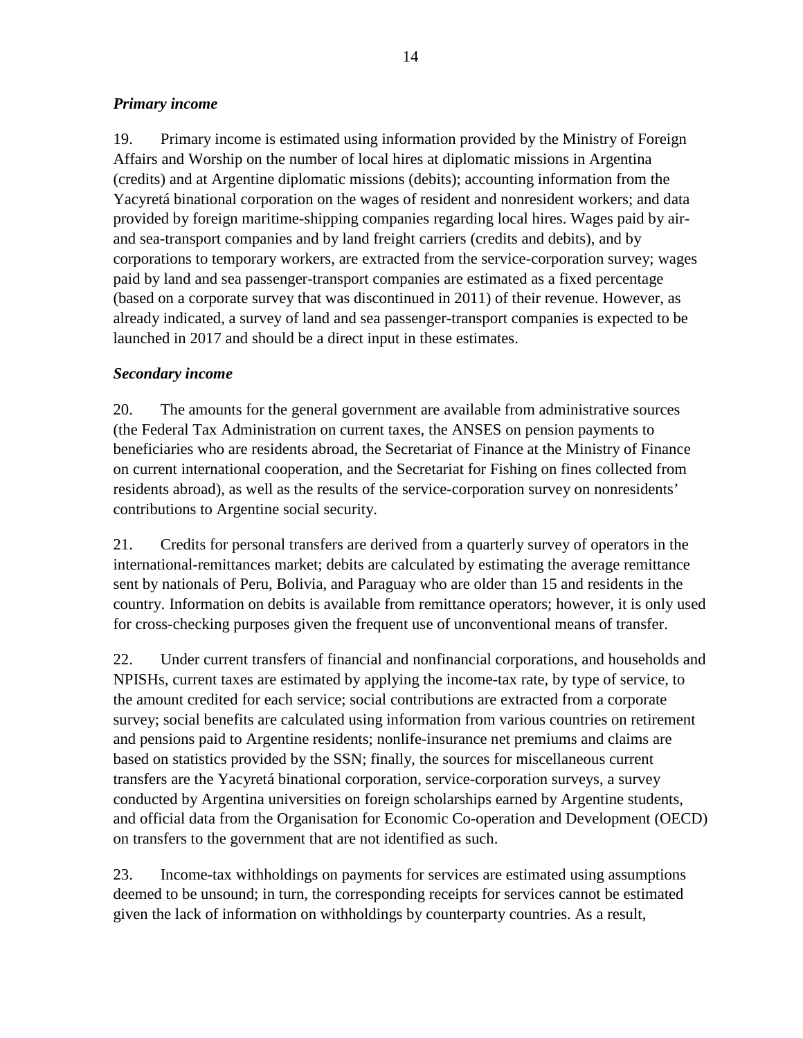### *Primary income*

19. Primary income is estimated using information provided by the Ministry of Foreign Affairs and Worship on the number of local hires at diplomatic missions in Argentina (credits) and at Argentine diplomatic missions (debits); accounting information from the Yacyretá binational corporation on the wages of resident and nonresident workers; and data provided by foreign maritime-shipping companies regarding local hires. Wages paid by air- and sea-transport companies and by land freight carriers (credits and debits), and by corporations to temporary workers, are extracted from the service-corporation survey; wages paid by land and sea passenger-transport companies are estimated as a fixed percentage (based on a corporate survey that was discontinued in 2011) of their revenue. However, as already indicated, a survey of land and sea passenger-transport companies is expected to be launched in 2017 and should be a direct input in these estimates.

### *Secondary income*

20. The amounts for the general government are available from administrative sources (the Federal Tax Administration on current taxes, the ANSES on pension payments to beneficiaries who are residents abroad, the Secretariat of Finance at the Ministry of Finance on current international cooperation, and the Secretariat for Fishing on fines collected from residents abroad), as well as the results of the service-corporation survey on nonresidents' contributions to Argentine social security.

21. Credits for personal transfers are derived from a quarterly survey of operators in the international-remittances market; debits are calculated by estimating the average remittance sent by nationals of Peru, Bolivia, and Paraguay who are older than 15 and residents in the country. Information on debits is available from remittance operators; however, it is only used for cross-checking purposes given the frequent use of unconventional means of transfer.

22. Under current transfers of financial and nonfinancial corporations, and households and NPISHs, current taxes are estimated by applying the income-tax rate, by type of service, to the amount credited for each service; social contributions are extracted from a corporate survey; social benefits are calculated using information from various countries on retirement and pensions paid to Argentine residents; nonlife-insurance net premiums and claims are based on statistics provided by the SSN; finally, the sources for miscellaneous current transfers are the Yacyretá binational corporation, service-corporation surveys, a survey conducted by Argentina universities on foreign scholarships earned by Argentine students, and official data from the Organisation for Economic Co-operation and Development (OECD) on transfers to the government that are not identified as such.

23. Income-tax withholdings on payments for services are estimated using assumptions deemed to be unsound; in turn, the corresponding receipts for services cannot be estimated given the lack of information on withholdings by counterparty countries. As a result,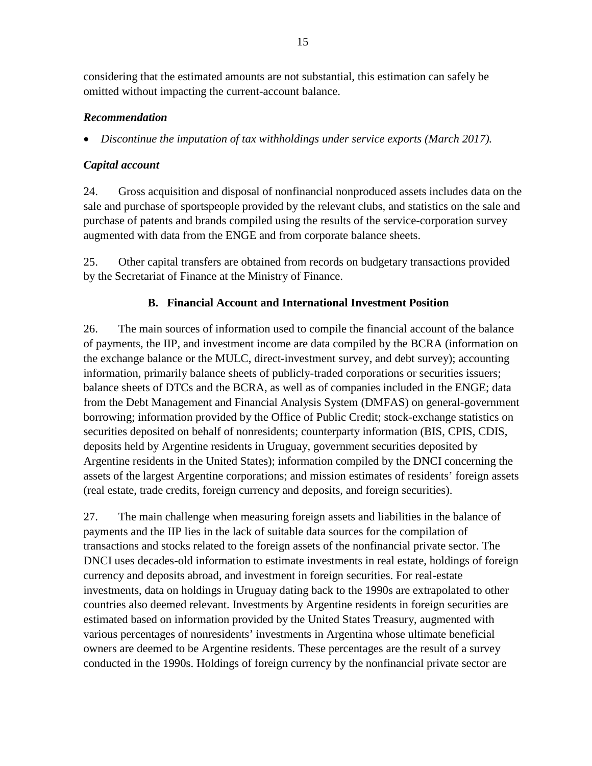considering that the estimated amounts are not substantial, this estimation can safely be omitted without impacting the current-account balance.

### *Recommendation*

- *Discontinue the imputation of tax withholdings under service exports (March 2017).*

### *Capital account*

24. Gross acquisition and disposal of nonfinancial nonproduced assets includes data on the sale and purchase of sportspeople provided by the relevant clubs, and statistics on the sale and purchase of patents and brands compiled using the results of the service-corporation survey augmented with data from the ENGE and from corporate balance sheets.

25. Other capital transfers are obtained from records on budgetary transactions provided by the Secretariat of Finance at the Ministry of Finance.

## B. Financial Account and International Investment Position

26. The main sources of information used to compile the financial account of the balance of payments, the IIP, and investment income are data compiled by the BCRA (information on the exchange balance or the MULC, direct-investment survey, and debt survey); accounting information, primarily balance sheets of publicly-traded corporations or securities issuers; balance sheets of DTCs and the BCRA, as well as of companies included in the ENGE; data from the Debt Management and Financial Analysis System (DMFAS) on general-government borrowing; information provided by the Office of Public Credit; stock-exchange statistics on securities deposited on behalf of nonresidents; counterparty information (BIS, CPIS, CDIS, deposits held by Argentine residents in Uruguay, government securities deposited by Argentine residents in the United States); information compiled by the DNCI concerning the assets of the largest Argentine corporations; and mission estimates of residents' foreign assets (real estate, trade credits, foreign currency and deposits, and foreign securities).

27. The main challenge when measuring foreign assets and liabilities in the balance of payments and the IIP lies in the lack of suitable data sources for the compilation of transactions and stocks related to the foreign assets of the nonfinancial private sector. The DNCI uses decades-old information to estimate investments in real estate, holdings of foreign currency and deposits abroad, and investment in foreign securities. For real-estate investments, data on holdings in Uruguay dating back to the 1990s are extrapolated to other countries also deemed relevant. Investments by Argentine residents in foreign securities are estimated based on information provided by the United States Treasury, augmented with various percentages of nonresidents' investments in Argentina whose ultimate beneficial owners are deemed to be Argentine residents. These percentages are the result of a survey conducted in the 1990s. Holdings of foreign currency by the nonfinancial private sector are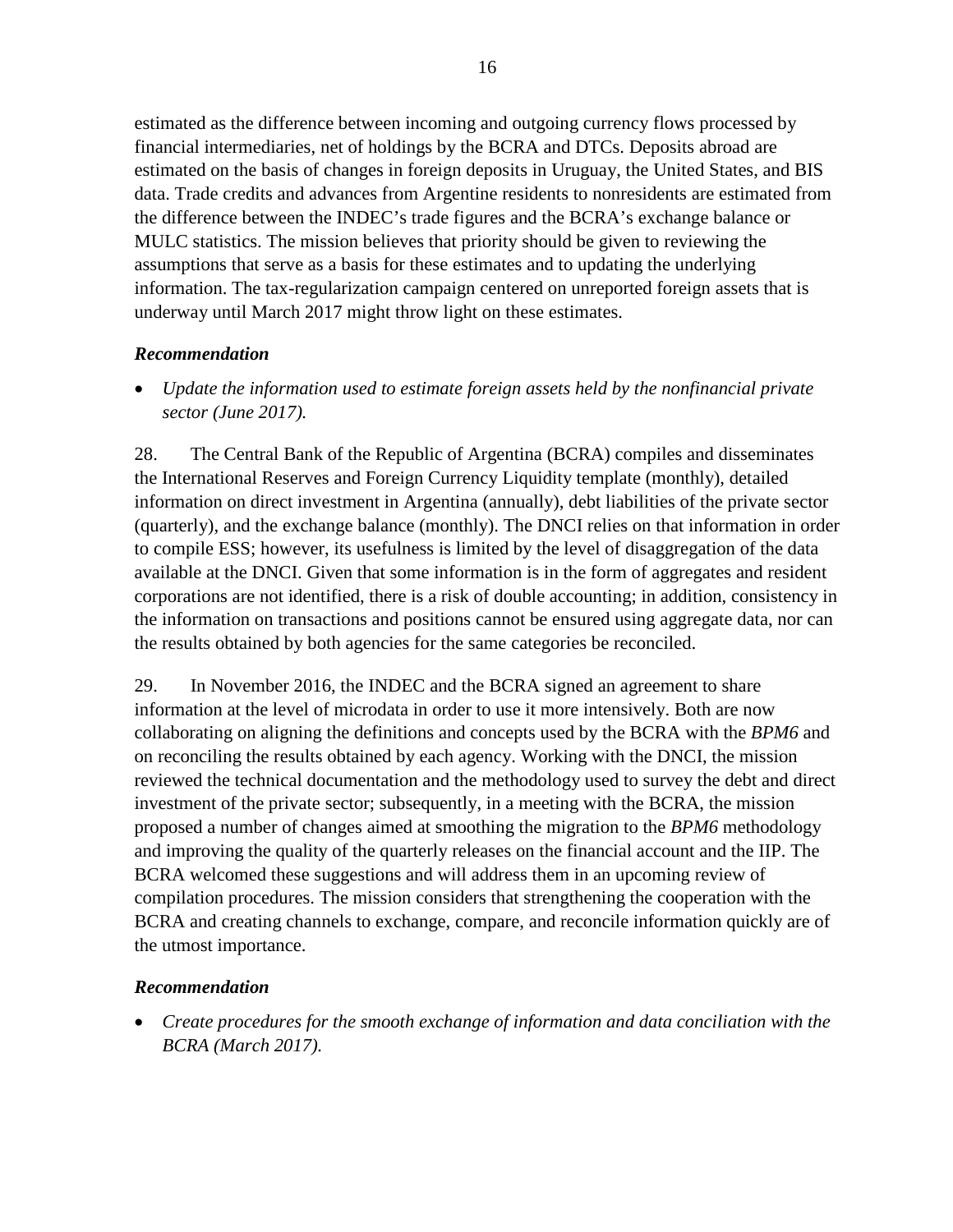estimated as the difference between incoming and outgoing currency flows processed by financial intermediaries, net of holdings by the BCRA and DTCs. Deposits abroad are estimated on the basis of changes in foreign deposits in Uruguay, the United States, and BIS data. Trade credits and advances from Argentine residents to nonresidents are estimated from the difference between the INDEC's trade figures and the BCRA's exchange balance or MULC statistics. The mission believes that priority should be given to reviewing the assumptions that serve as a basis for these estimates and to updating the underlying information. The tax-regularization campaign centered on unreported foreign assets that is underway until March 2017 might throw light on these estimates.

***Recommendation***

- *Update the information used to estimate foreign assets held by the nonfinancial private sector (June 2017).*

28. The Central Bank of the Republic of Argentina (BCRA) compiles and disseminates the International Reserves and Foreign Currency Liquidity template (monthly), detailed information on direct investment in Argentina (annually), debt liabilities of the private sector (quarterly), and the exchange balance (monthly). The DNCI relies on that information in order to compile ESS; however, its usefulness is limited by the level of disaggregation of the data available at the DNCI. Given that some information is in the form of aggregates and resident corporations are not identified, there is a risk of double accounting; in addition, consistency in the information on transactions and positions cannot be ensured using aggregate data, nor can the results obtained by both agencies for the same categories be reconciled.

29. In November 2016, the INDEC and the BCRA signed an agreement to share information at the level of microdata in order to use it more intensively. Both are now collaborating on aligning the definitions and concepts used by the BCRA with the *BPM6* and on reconciling the results obtained by each agency. Working with the DNCI, the mission reviewed the technical documentation and the methodology used to survey the debt and direct investment of the private sector; subsequently, in a meeting with the BCRA, the mission proposed a number of changes aimed at smoothing the migration to the *BPM6* methodology and improving the quality of the quarterly releases on the financial account and the IIP. The BCRA welcomed these suggestions and will address them in an upcoming review of compilation procedures. The mission considers that strengthening the cooperation with the BCRA and creating channels to exchange, compare, and reconcile information quickly are of the utmost importance.

***Recommendation***

- *Create procedures for the smooth exchange of information and data conciliation with the BCRA (March 2017).*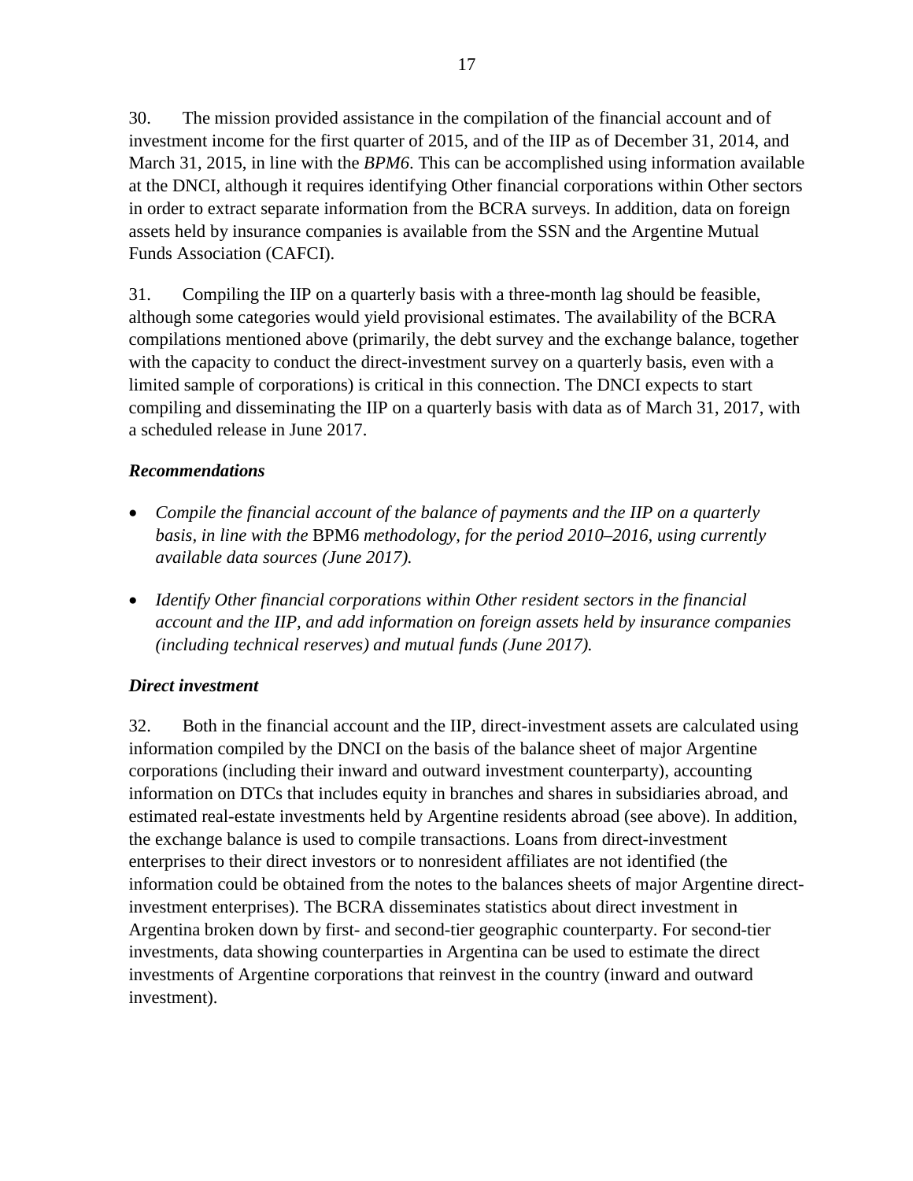30. The mission provided assistance in the compilation of the financial account and of investment income for the first quarter of 2015, and of the IIP as of December 31, 2014, and March 31, 2015, in line with the *BPM6*. This can be accomplished using information available at the DNCI, although it requires identifying Other financial corporations within Other sectors in order to extract separate information from the BCRA surveys. In addition, data on foreign assets held by insurance companies is available from the SSN and the Argentine Mutual Funds Association (CAFCI).

31. Compiling the IIP on a quarterly basis with a three-month lag should be feasible, although some categories would yield provisional estimates. The availability of the BCRA compilations mentioned above (primarily, the debt survey and the exchange balance, together with the capacity to conduct the direct-investment survey on a quarterly basis, even with a limited sample of corporations) is critical in this connection. The DNCI expects to start compiling and disseminating the IIP on a quarterly basis with data as of March 31, 2017, with a scheduled release in June 2017.

### *Recommendations*

- *Compile the financial account of the balance of payments and the IIP on a quarterly basis, in line with the* BPM6 *methodology, for the period 2010–2016, using currently available data sources (June 2017).*
- *Identify Other financial corporations within Other resident sectors in the financial account and the IIP, and add information on foreign assets held by insurance companies (including technical reserves) and mutual funds (June 2017).*

### *Direct investment*

32. Both in the financial account and the IIP, direct-investment assets are calculated using information compiled by the DNCI on the basis of the balance sheet of major Argentine corporations (including their inward and outward investment counterparty), accounting information on DTCs that includes equity in branches and shares in subsidiaries abroad, and estimated real-estate investments held by Argentine residents abroad (see above). In addition, the exchange balance is used to compile transactions. Loans from direct-investment enterprises to their direct investors or to nonresident affiliates are not identified (the information could be obtained from the notes to the balances sheets of major Argentine direct-investment enterprises). The BCRA disseminates statistics about direct investment in Argentina broken down by first- and second-tier geographic counterparty. For second-tier investments, data showing counterparties in Argentina can be used to estimate the direct investments of Argentine corporations that reinvest in the country (inward and outward investment).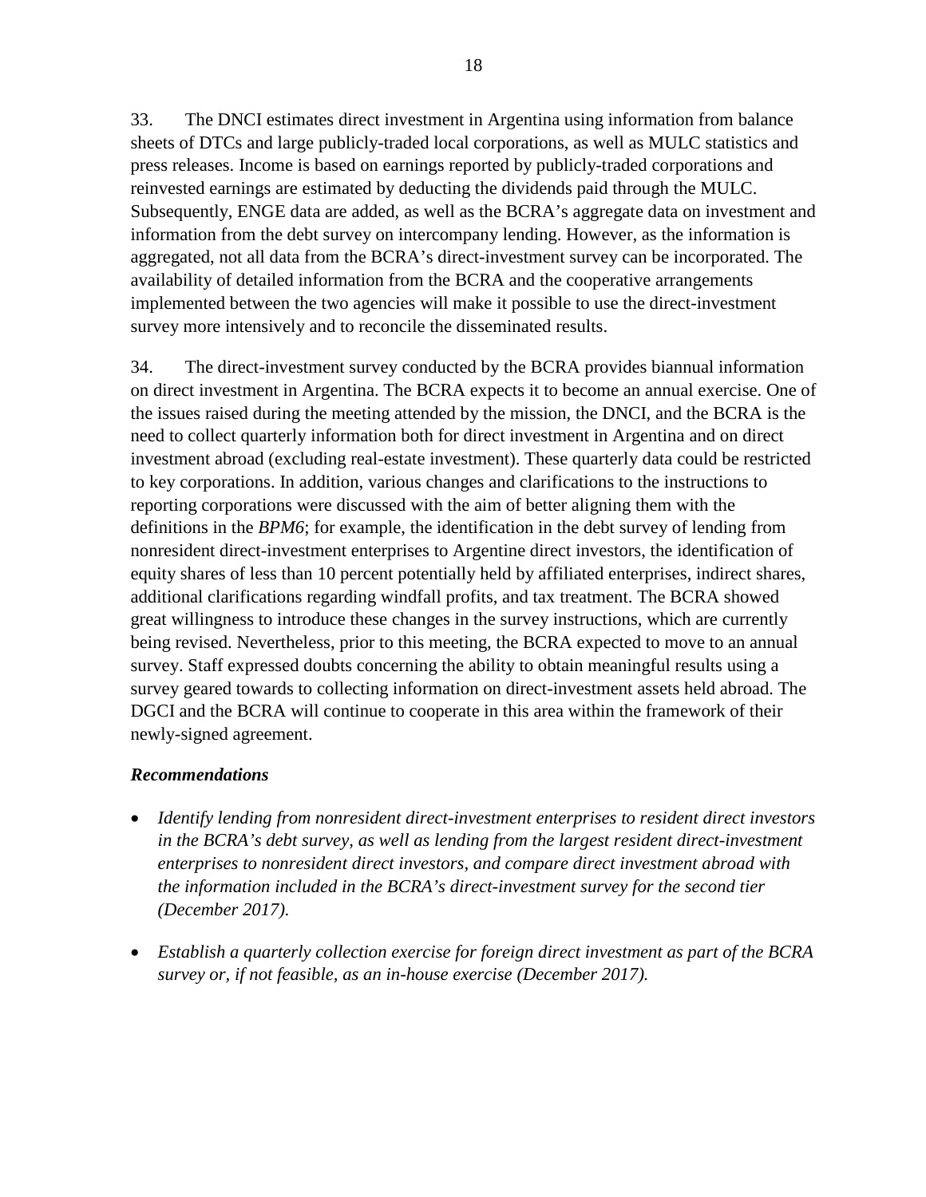33. The DNCI estimates direct investment in Argentina using information from balance sheets of DTCs and large publicly-traded local corporations, as well as MULC statistics and press releases. Income is based on earnings reported by publicly-traded corporations and reinvested earnings are estimated by deducting the dividends paid through the MULC. Subsequently, ENGE data are added, as well as the BCRA's aggregate data on investment and information from the debt survey on intercompany lending. However, as the information is aggregated, not all data from the BCRA's direct-investment survey can be incorporated. The availability of detailed information from the BCRA and the cooperative arrangements implemented between the two agencies will make it possible to use the direct-investment survey more intensively and to reconcile the disseminated results.

34. The direct-investment survey conducted by the BCRA provides biannual information on direct investment in Argentina. The BCRA expects it to become an annual exercise. One of the issues raised during the meeting attended by the mission, the DNCI, and the BCRA is the need to collect quarterly information both for direct investment in Argentina and on direct investment abroad (excluding real-estate investment). These quarterly data could be restricted to key corporations. In addition, various changes and clarifications to the instructions to reporting corporations were discussed with the aim of better aligning them with the definitions in the *BPM6*; for example, the identification in the debt survey of lending from nonresident direct-investment enterprises to Argentine direct investors, the identification of equity shares of less than 10 percent potentially held by affiliated enterprises, indirect shares, additional clarifications regarding windfall profits, and tax treatment. The BCRA showed great willingness to introduce these changes in the survey instructions, which are currently being revised. Nevertheless, prior to this meeting, the BCRA expected to move to an annual survey. Staff expressed doubts concerning the ability to obtain meaningful results using a survey geared towards to collecting information on direct-investment assets held abroad. The DGCI and the BCRA will continue to cooperate in this area within the framework of their newly-signed agreement.

### *Recommendations*

- *Identify lending from nonresident direct-investment enterprises to resident direct investors in the BCRA's debt survey, as well as lending from the largest resident direct-investment enterprises to nonresident direct investors, and compare direct investment abroad with the information included in the BCRA's direct-investment survey for the second tier (December 2017).*

- *Establish a quarterly collection exercise for foreign direct investment as part of the BCRA survey or, if not feasible, as an in-house exercise (December 2017).*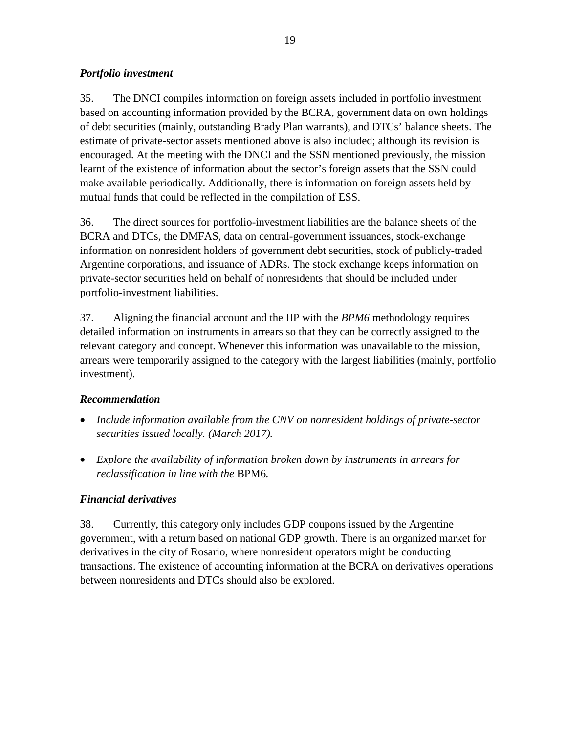### *Portfolio investment*

35. The DNCI compiles information on foreign assets included in portfolio investment based on accounting information provided by the BCRA, government data on own holdings of debt securities (mainly, outstanding Brady Plan warrants), and DTCs' balance sheets. The estimate of private-sector assets mentioned above is also included; although its revision is encouraged. At the meeting with the DNCI and the SSN mentioned previously, the mission learnt of the existence of information about the sector's foreign assets that the SSN could make available periodically. Additionally, there is information on foreign assets held by mutual funds that could be reflected in the compilation of ESS.

36. The direct sources for portfolio-investment liabilities are the balance sheets of the BCRA and DTCs, the DMFAS, data on central-government issuances, stock-exchange information on nonresident holders of government debt securities, stock of publicly-traded Argentine corporations, and issuance of ADRs. The stock exchange keeps information on private-sector securities held on behalf of nonresidents that should be included under portfolio-investment liabilities.

37. Aligning the financial account and the IIP with the *BPM6* methodology requires detailed information on instruments in arrears so that they can be correctly assigned to the relevant category and concept. Whenever this information was unavailable to the mission, arrears were temporarily assigned to the category with the largest liabilities (mainly, portfolio investment).

### *Recommendation*

- *Include information available from the CNV on nonresident holdings of private-sector securities issued locally. (March 2017).*
- *Explore the availability of information broken down by instruments in arrears for reclassification in line with the* BPM6*.*

### *Financial derivatives*

38. Currently, this category only includes GDP coupons issued by the Argentine government, with a return based on national GDP growth. There is an organized market for derivatives in the city of Rosario, where nonresident operators might be conducting transactions. The existence of accounting information at the BCRA on derivatives operations between nonresidents and DTCs should also be explored.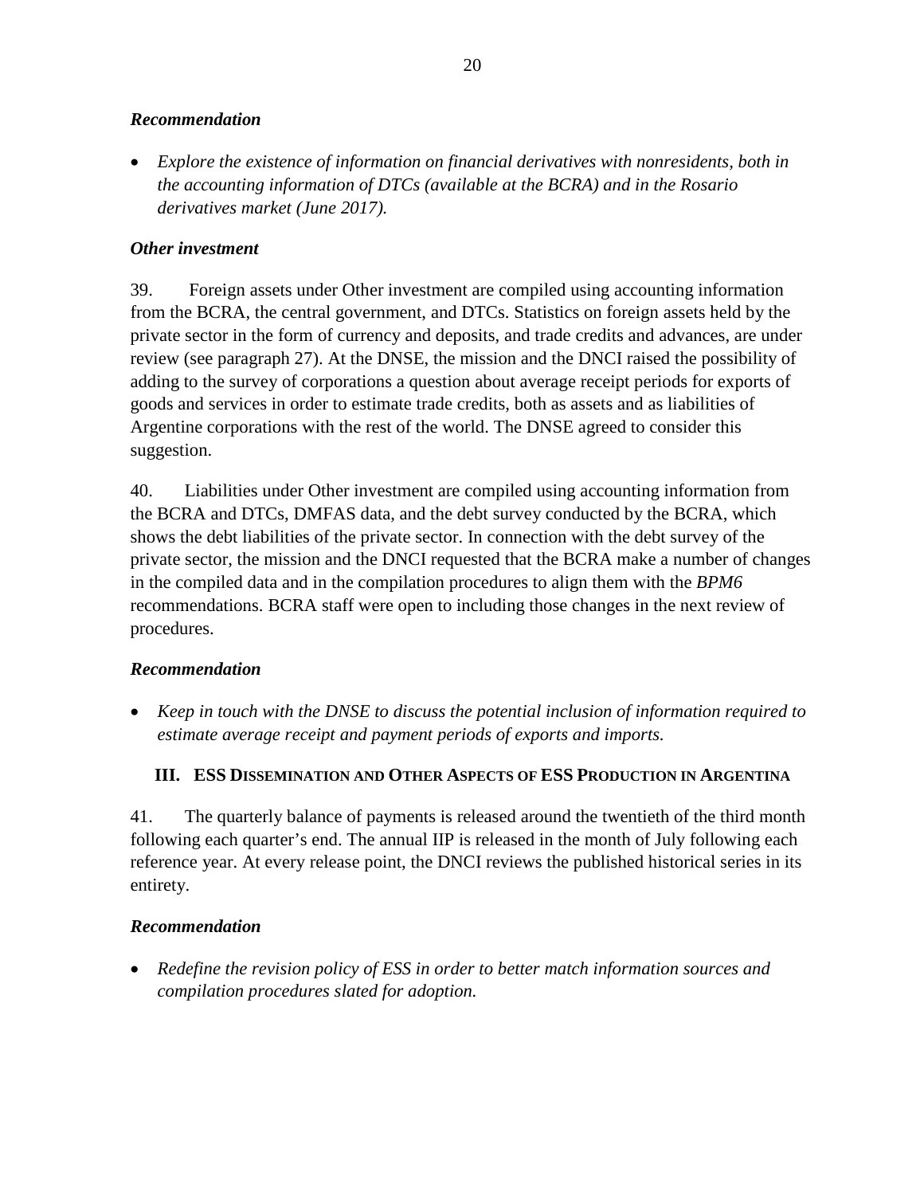***Recommendation***

- *Explore the existence of information on financial derivatives with nonresidents, both in the accounting information of DTCs (available at the BCRA) and in the Rosario derivatives market (June 2017).*

***Other investment***

39. Foreign assets under Other investment are compiled using accounting information from the BCRA, the central government, and DTCs. Statistics on foreign assets held by the private sector in the form of currency and deposits, and trade credits and advances, are under review (see paragraph 27). At the DNSE, the mission and the DNCI raised the possibility of adding to the survey of corporations a question about average receipt periods for exports of goods and services in order to estimate trade credits, both as assets and as liabilities of Argentine corporations with the rest of the world. The DNSE agreed to consider this suggestion.

40. Liabilities under Other investment are compiled using accounting information from the BCRA and DTCs, DMFAS data, and the debt survey conducted by the BCRA, which shows the debt liabilities of the private sector. In connection with the debt survey of the private sector, the mission and the DNCI requested that the BCRA make a number of changes in the compiled data and in the compilation procedures to align them with the *BPM6* recommendations. BCRA staff were open to including those changes in the next review of procedures.

***Recommendation***

- *Keep in touch with the DNSE to discuss the potential inclusion of information required to estimate average receipt and payment periods of exports and imports.*

## III. ESS Dissemination and Other Aspects of ESS Production in Argentina

41. The quarterly balance of payments is released around the twentieth of the third month following each quarter's end. The annual IIP is released in the month of July following each reference year. At every release point, the DNCI reviews the published historical series in its entirety.

***Recommendation***

- *Redefine the revision policy of ESS in order to better match information sources and compilation procedures slated for adoption.*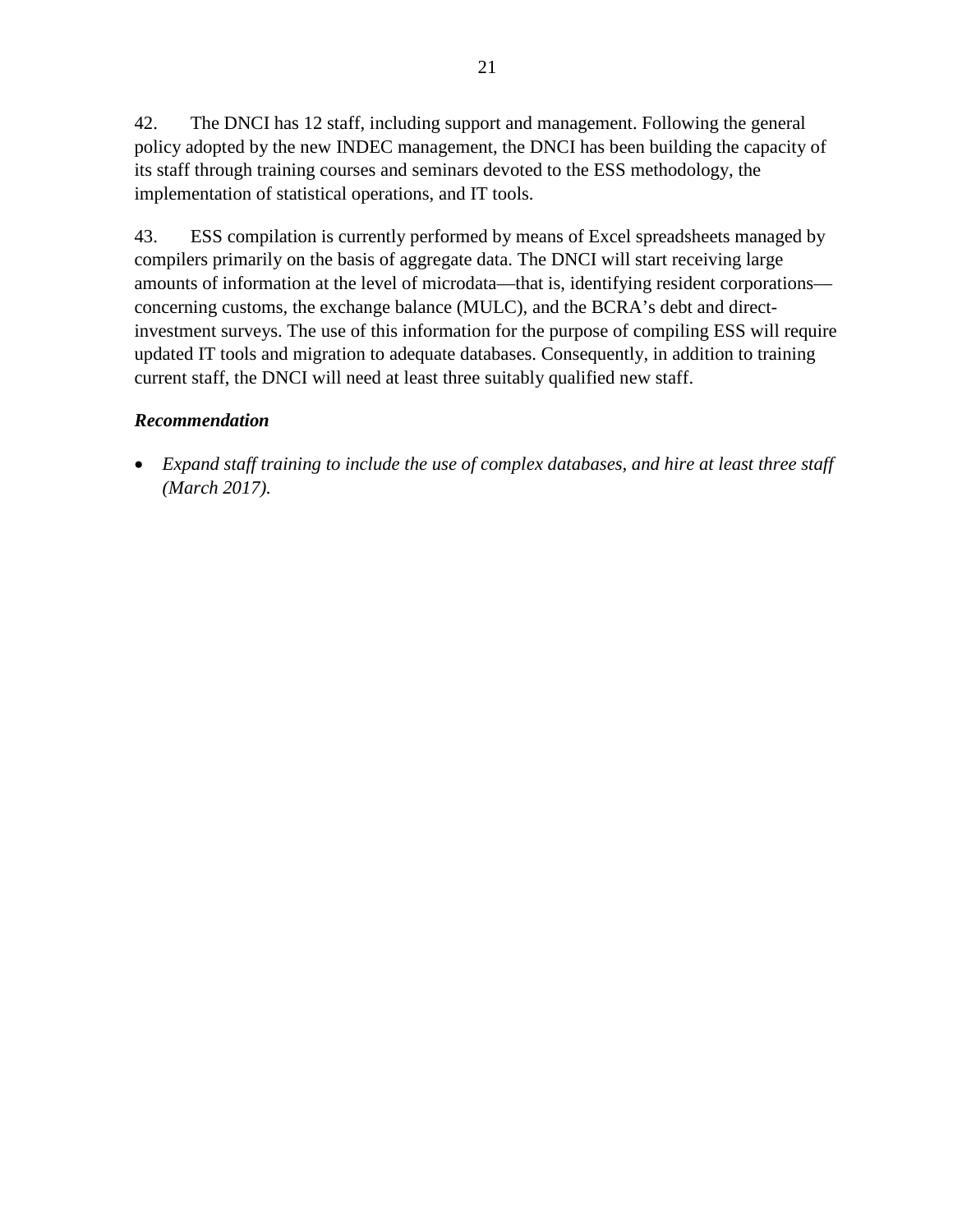42. The DNCI has 12 staff, including support and management. Following the general policy adopted by the new INDEC management, the DNCI has been building the capacity of its staff through training courses and seminars devoted to the ESS methodology, the implementation of statistical operations, and IT tools.

43. ESS compilation is currently performed by means of Excel spreadsheets managed by compilers primarily on the basis of aggregate data. The DNCI will start receiving large amounts of information at the level of microdata—that is, identifying resident corporations—concerning customs, the exchange balance (MULC), and the BCRA's debt and direct-investment surveys. The use of this information for the purpose of compiling ESS will require updated IT tools and migration to adequate databases. Consequently, in addition to training current staff, the DNCI will need at least three suitably qualified new staff.

***Recommendation***

- *Expand staff training to include the use of complex databases, and hire at least three staff (March 2017).*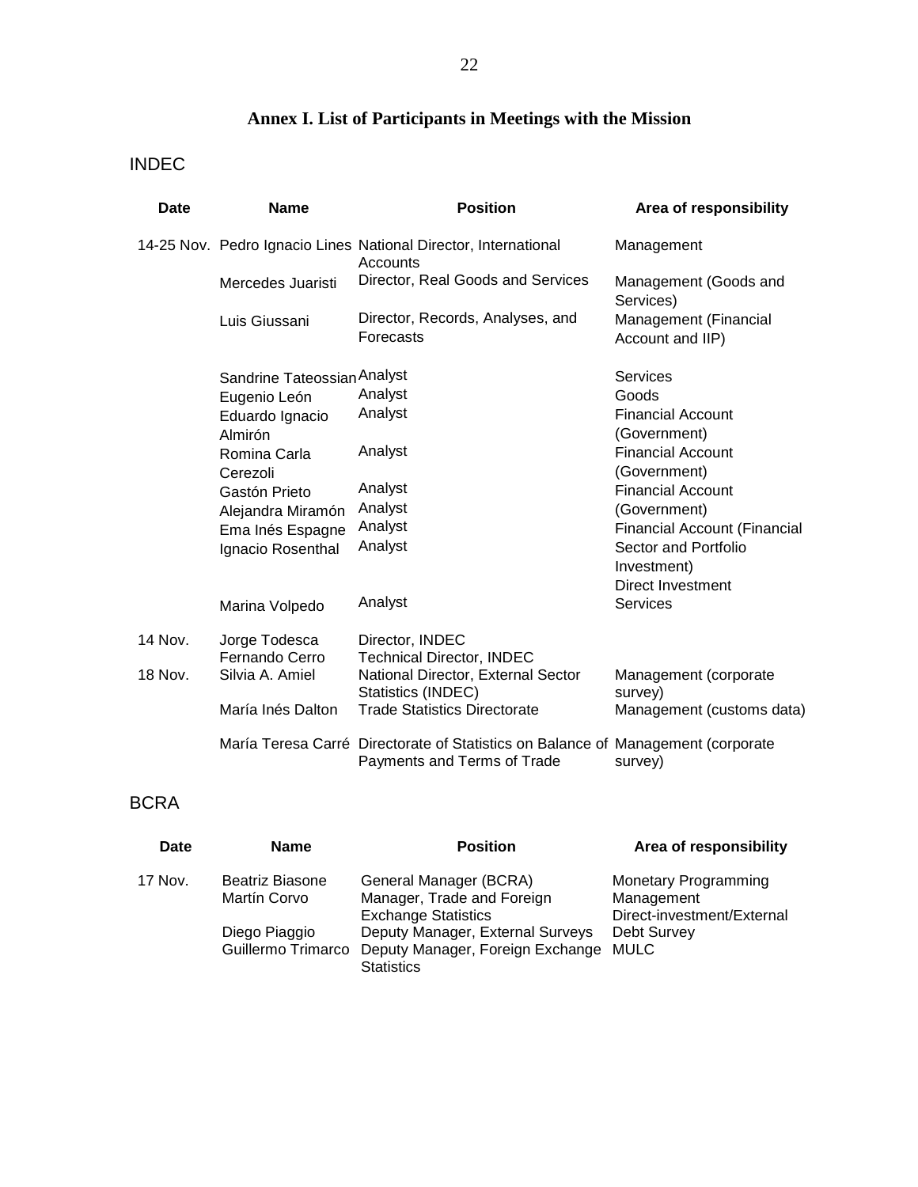# Annex I. List of Participants in Meetings with the Mission

## INDEC

| Date | Name | Position | Area of responsibility |
|---|---|---|---|
| 14-25 Nov. | Pedro Ignacio Lines | National Director, International Accounts | Management |
| | Mercedes Juaristi | Director, Real Goods and Services | Management (Goods and Services) |
| | Luis Giussani | Director, Records, Analyses, and Forecasts | Management (Financial Account and IIP) |
| | Sandrine Tateossian | Analyst | Services |
| | Eugenio León | Analyst | Goods |
| | Eduardo Ignacio Almirón | Analyst | Financial Account (Government) |
| | Romina Carla Cerezoli | Analyst | Financial Account (Government) |
| | Gastón Prieto | Analyst | Financial Account (Government) |
| | Alejandra Miramón | Analyst | |
| | Ema Inés Espagne | Analyst | Financial Account (Financial Sector and Portfolio Investment) |
| | Ignacio Rosenthal | Analyst | Direct Investment |
| | Marina Volpedo | Analyst | Services |
| 14 Nov. | Jorge Todesca | Director, INDEC | |
| | Fernando Cerro | Technical Director, INDEC | |
| 18 Nov. | Silvia A. Amiel | National Director, External Sector Statistics (INDEC) | Management (corporate survey) |
| | María Inés Dalton | Trade Statistics Directorate | Management (customs data) |
| | María Teresa Carré | Directorate of Statistics on Balance of Payments and Terms of Trade | Management (corporate survey) |

## BCRA

| Date | Name | Position | Area of responsibility |
|---|---|---|---|
| 17 Nov. | Beatriz Biasone | General Manager (BCRA) | Monetary Programming |
| | Martín Corvo | Manager, Trade and Foreign Exchange Statistics | Management |
| | Diego Piaggio | Deputy Manager, External Surveys | Direct-investment/External Debt Survey |
| | Guillermo Trimarco | Deputy Manager, Foreign Exchange Statistics | MULC |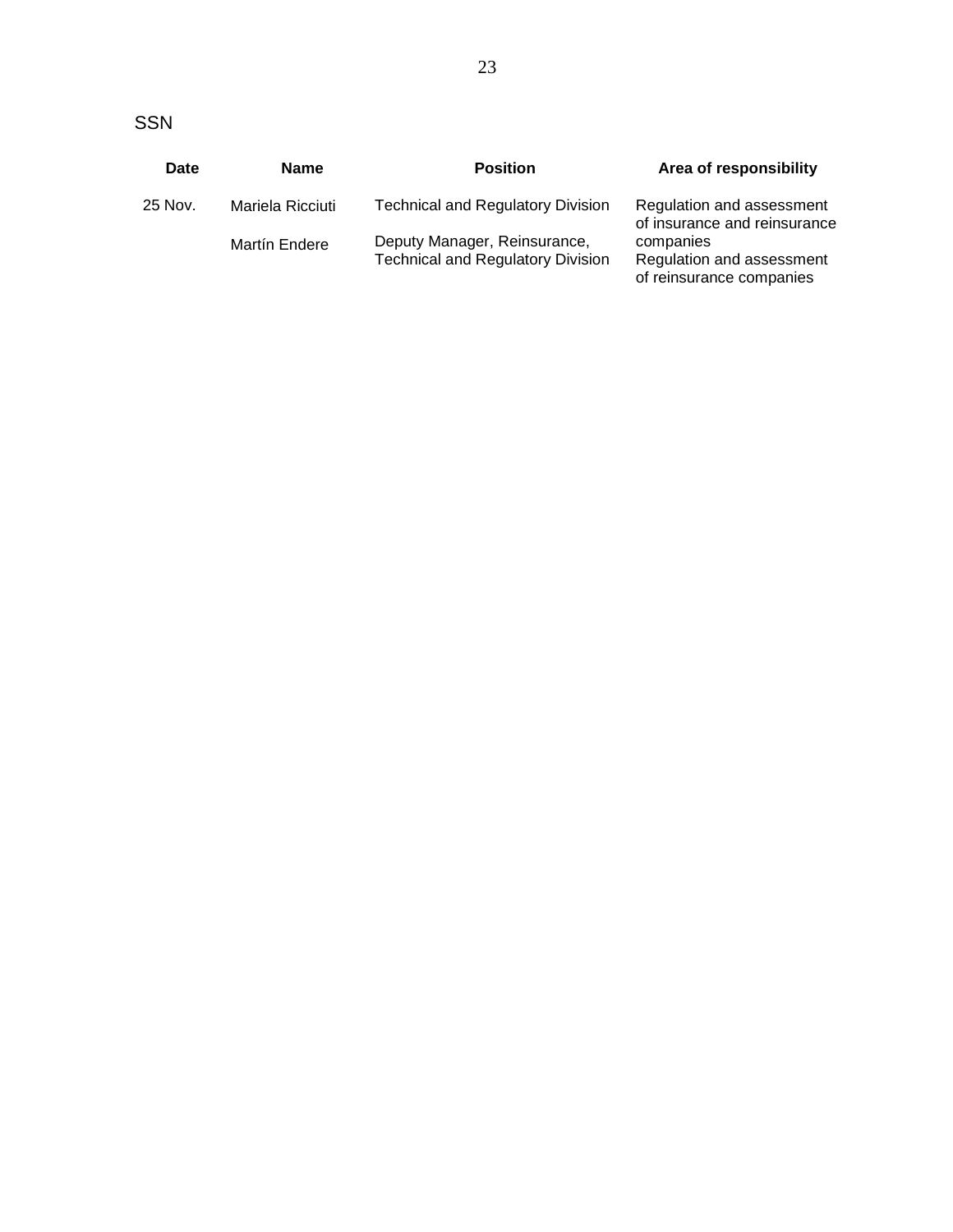SSN

| Date | Name | Position | Area of responsibility |
| --- | --- | --- | --- |
| 25 Nov. | Mariela Ricciuti | Technical and Regulatory Division | Regulation and assessment of insurance and reinsurance companies |
| | Martín Endere | Deputy Manager, Reinsurance, Technical and Regulatory Division | Regulation and assessment of reinsurance companies |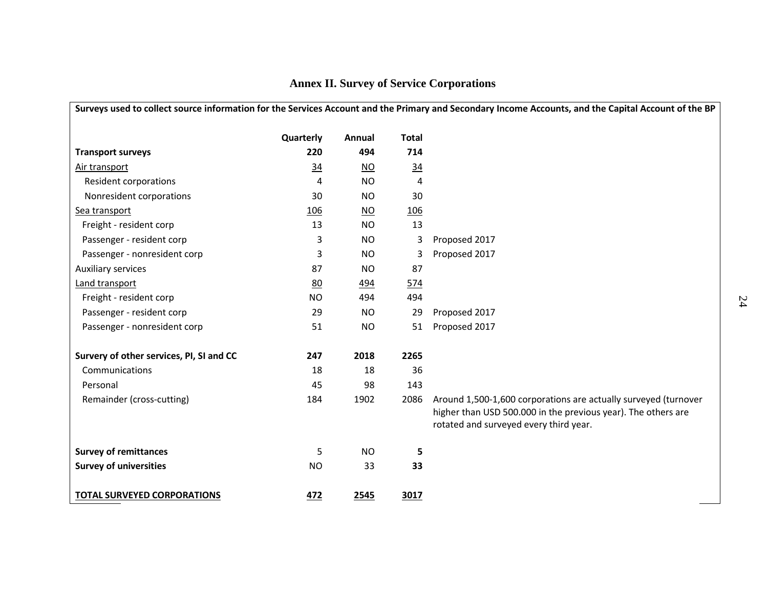## Annex II. Survey of Service Corporations

| Surveys used to collect source information for the Services Account and the Primary and Secondary Income Accounts, and the Capital Account of the BP | | | | |
|---|---|---|---|---|
| | **Quarterly** | **Annual** | **Total** | |
| **Transport surveys** | **220** | **494** | **714** | |
| Air transport | 34 | NO | 34 | |
| Resident corporations | 4 | NO | 4 | |
| Nonresident corporations | 30 | NO | 30 | |
| Sea transport | 106 | NO | 106 | |
| Freight - resident corp | 13 | NO | 13 | |
| Passenger - resident corp | 3 | NO | 3 | Proposed 2017 |
| Passenger - nonresident corp | 3 | NO | 3 | Proposed 2017 |
| Auxiliary services | 87 | NO | 87 | |
| Land transport | 80 | 494 | 574 | |
| Freight - resident corp | NO | 494 | 494 | |
| Passenger - resident corp | 29 | NO | 29 | Proposed 2017 |
| Passenger - nonresident corp | 51 | NO | 51 | Proposed 2017 |
| **Survery of other services, PI, SI and CC** | **247** | **2018** | **2265** | |
| Communications | 18 | 18 | 36 | |
| Personal | 45 | 98 | 143 | |
| Remainder (cross-cutting) | 184 | 1902 | 2086 | Around 1,500-1,600 corporations are actually surveyed (turnover higher than USD 500.000 in the previous year). The others are rotated and surveyed every third year. |
| **Survey of remittances** | 5 | NO | **5** | |
| **Survey of universities** | NO | 33 | **33** | |
| **TOTAL SURVEYED CORPORATIONS** | **472** | **2545** | **3017** | |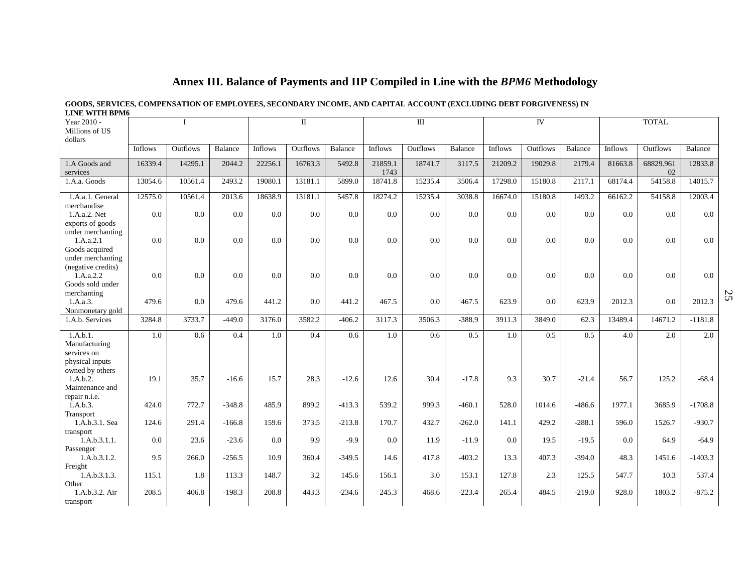# Annex III. Balance of Payments and IIP Compiled in Line with the *BPM6* Methodology

**GOODS, SERVICES, COMPENSATION OF EMPLOYEES, SECONDARY INCOME, AND CAPITAL ACCOUNT (EXCLUDING DEBT FORGIVENESS) IN LINE WITH BPM6**

| Year 2010 - Millions of US dollars | I | | | II | | | III | | | IV | | | TOTAL | | |
|---|---|---|---|---|---|---|---|---|---|---|---|---|---|---|---|
| | Inflows | Outflows | Balance | Inflows | Outflows | Balance | Inflows | Outflows | Balance | Inflows | Outflows | Balance | Inflows | Outflows | Balance |
| 1.A Goods and services | 16339.4 | 14295.1 | 2044.2 | 22256.1 | 16763.3 | 5492.8 | 21859.11743 | 18741.7 | 3117.5 | 21209.2 | 19029.8 | 2179.4 | 81663.8 | 68829.96102 | 12833.8 |
| 1.A.a. Goods | 13054.6 | 10561.4 | 2493.2 | 19080.1 | 13181.1 | 5899.0 | 18741.8 | 15235.4 | 3506.4 | 17298.0 | 15180.8 | 2117.1 | 68174.4 | 54158.8 | 14015.7 |
| 1.A.a.1. General merchandise | 12575.0 | 10561.4 | 2013.6 | 18638.9 | 13181.1 | 5457.8 | 18274.2 | 15235.4 | 3038.8 | 16674.0 | 15180.8 | 1493.2 | 66162.2 | 54158.8 | 12003.4 |
| 1.A.a.2. Net exports of goods under merchanting | 0.0 | 0.0 | 0.0 | 0.0 | 0.0 | 0.0 | 0.0 | 0.0 | 0.0 | 0.0 | 0.0 | 0.0 | 0.0 | 0.0 | 0.0 |
| 1.A.a.2.1 Goods acquired under merchanting (negative credits) | 0.0 | 0.0 | 0.0 | 0.0 | 0.0 | 0.0 | 0.0 | 0.0 | 0.0 | 0.0 | 0.0 | 0.0 | 0.0 | 0.0 | 0.0 |
| 1.A.a.2.2 Goods sold under merchanting | 0.0 | 0.0 | 0.0 | 0.0 | 0.0 | 0.0 | 0.0 | 0.0 | 0.0 | 0.0 | 0.0 | 0.0 | 0.0 | 0.0 | 0.0 |
| 1.A.a.3. Nonmonetary gold | 479.6 | 0.0 | 479.6 | 441.2 | 0.0 | 441.2 | 467.5 | 0.0 | 467.5 | 623.9 | 0.0 | 623.9 | 2012.3 | 0.0 | 2012.3 |
| 1.A.b. Services | 3284.8 | 3733.7 | -449.0 | 3176.0 | 3582.2 | -406.2 | 3117.3 | 3506.3 | -388.9 | 3911.3 | 3849.0 | 62.3 | 13489.4 | 14671.2 | -1181.8 |
| 1.A.b.1. Manufacturing services on physical inputs owned by others | 1.0 | 0.6 | 0.4 | 1.0 | 0.4 | 0.6 | 1.0 | 0.6 | 0.5 | 1.0 | 0.5 | 0.5 | 4.0 | 2.0 | 2.0 |
| 1.A.b.2. Maintenance and repair n.i.e. | 19.1 | 35.7 | -16.6 | 15.7 | 28.3 | -12.6 | 12.6 | 30.4 | -17.8 | 9.3 | 30.7 | -21.4 | 56.7 | 125.2 | -68.4 |
| 1.A.b.3. Transport | 424.0 | 772.7 | -348.8 | 485.9 | 899.2 | -413.3 | 539.2 | 999.3 | -460.1 | 528.0 | 1014.6 | -486.6 | 1977.1 | 3685.9 | -1708.8 |
| 1.A.b.3.1. Sea transport | 124.6 | 291.4 | -166.8 | 159.6 | 373.5 | -213.8 | 170.7 | 432.7 | -262.0 | 141.1 | 429.2 | -288.1 | 596.0 | 1526.7 | -930.7 |
| 1.A.b.3.1.1. Passenger | 0.0 | 23.6 | -23.6 | 0.0 | 9.9 | -9.9 | 0.0 | 11.9 | -11.9 | 0.0 | 19.5 | -19.5 | 0.0 | 64.9 | -64.9 |
| 1.A.b.3.1.2. Freight | 9.5 | 266.0 | -256.5 | 10.9 | 360.4 | -349.5 | 14.6 | 417.8 | -403.2 | 13.3 | 407.3 | -394.0 | 48.3 | 1451.6 | -1403.3 |
| 1.A.b.3.1.3. Other | 115.1 | 1.8 | 113.3 | 148.7 | 3.2 | 145.6 | 156.1 | 3.0 | 153.1 | 127.8 | 2.3 | 125.5 | 547.7 | 10.3 | 537.4 |
| 1.A.b.3.2. Air transport | 208.5 | 406.8 | -198.3 | 208.8 | 443.3 | -234.6 | 245.3 | 468.6 | -223.4 | 265.4 | 484.5 | -219.0 | 928.0 | 1803.2 | -875.2 |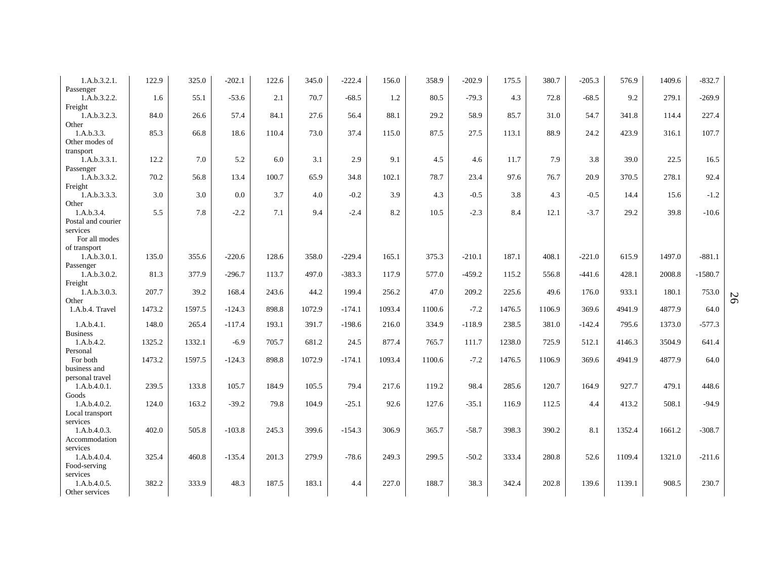| | | | | | | | | | | | | | | | |
|---|---|---|---|---|---|---|---|---|---|---|---|---|---|---|---|
| 1.A.b.3.2.1. Passenger | 122.9 | 325.0 | -202.1 | 122.6 | 345.0 | -222.4 | 156.0 | 358.9 | -202.9 | 175.5 | 380.7 | -205.3 | 576.9 | 1409.6 | -832.7 |
| 1.A.b.3.2.2. Freight | 1.6 | 55.1 | -53.6 | 2.1 | 70.7 | -68.5 | 1.2 | 80.5 | -79.3 | 4.3 | 72.8 | -68.5 | 9.2 | 279.1 | -269.9 |
| 1.A.b.3.2.3. Other | 84.0 | 26.6 | 57.4 | 84.1 | 27.6 | 56.4 | 88.1 | 29.2 | 58.9 | 85.7 | 31.0 | 54.7 | 341.8 | 114.4 | 227.4 |
| 1.A.b.3.3. Other modes of transport | 85.3 | 66.8 | 18.6 | 110.4 | 73.0 | 37.4 | 115.0 | 87.5 | 27.5 | 113.1 | 88.9 | 24.2 | 423.9 | 316.1 | 107.7 |
| 1.A.b.3.3.1. Passenger | 12.2 | 7.0 | 5.2 | 6.0 | 3.1 | 2.9 | 9.1 | 4.5 | 4.6 | 11.7 | 7.9 | 3.8 | 39.0 | 22.5 | 16.5 |
| 1.A.b.3.3.2. Freight | 70.2 | 56.8 | 13.4 | 100.7 | 65.9 | 34.8 | 102.1 | 78.7 | 23.4 | 97.6 | 76.7 | 20.9 | 370.5 | 278.1 | 92.4 |
| 1.A.b.3.3.3. Other | 3.0 | 3.0 | 0.0 | 3.7 | 4.0 | -0.2 | 3.9 | 4.3 | -0.5 | 3.8 | 4.3 | -0.5 | 14.4 | 15.6 | -1.2 |
| 1.A.b.3.4. Postal and courier services | 5.5 | 7.8 | -2.2 | 7.1 | 9.4 | -2.4 | 8.2 | 10.5 | -2.3 | 8.4 | 12.1 | -3.7 | 29.2 | 39.8 | -10.6 |
| For all modes of transport | | | | | | | | | | | | | | | |
| 1.A.b.3.0.1. Passenger | 135.0 | 355.6 | -220.6 | 128.6 | 358.0 | -229.4 | 165.1 | 375.3 | -210.1 | 187.1 | 408.1 | -221.0 | 615.9 | 1497.0 | -881.1 |
| 1.A.b.3.0.2. Freight | 81.3 | 377.9 | -296.7 | 113.7 | 497.0 | -383.3 | 117.9 | 577.0 | -459.2 | 115.2 | 556.8 | -441.6 | 428.1 | 2008.8 | -1580.7 |
| 1.A.b.3.0.3. Other | 207.7 | 39.2 | 168.4 | 243.6 | 44.2 | 199.4 | 256.2 | 47.0 | 209.2 | 225.6 | 49.6 | 176.0 | 933.1 | 180.1 | 753.0 |
| 1.A.b.4. Travel | 1473.2 | 1597.5 | -124.3 | 898.8 | 1072.9 | -174.1 | 1093.4 | 1100.6 | -7.2 | 1476.5 | 1106.9 | 369.6 | 4941.9 | 4877.9 | 64.0 |
| 1.A.b.4.1. Business | 148.0 | 265.4 | -117.4 | 193.1 | 391.7 | -198.6 | 216.0 | 334.9 | -118.9 | 238.5 | 381.0 | -142.4 | 795.6 | 1373.0 | -577.3 |
| 1.A.b.4.2. Personal | 1325.2 | 1332.1 | -6.9 | 705.7 | 681.2 | 24.5 | 877.4 | 765.7 | 111.7 | 1238.0 | 725.9 | 512.1 | 4146.3 | 3504.9 | 641.4 |
| For both business and personal travel | 1473.2 | 1597.5 | -124.3 | 898.8 | 1072.9 | -174.1 | 1093.4 | 1100.6 | -7.2 | 1476.5 | 1106.9 | 369.6 | 4941.9 | 4877.9 | 64.0 |
| 1.A.b.4.0.1. Goods | 239.5 | 133.8 | 105.7 | 184.9 | 105.5 | 79.4 | 217.6 | 119.2 | 98.4 | 285.6 | 120.7 | 164.9 | 927.7 | 479.1 | 448.6 |
| 1.A.b.4.0.2. Local transport services | 124.0 | 163.2 | -39.2 | 79.8 | 104.9 | -25.1 | 92.6 | 127.6 | -35.1 | 116.9 | 112.5 | 4.4 | 413.2 | 508.1 | -94.9 |
| 1.A.b.4.0.3. Accommodation services | 402.0 | 505.8 | -103.8 | 245.3 | 399.6 | -154.3 | 306.9 | 365.7 | -58.7 | 398.3 | 390.2 | 8.1 | 1352.4 | 1661.2 | -308.7 |
| 1.A.b.4.0.4. Food-serving services | 325.4 | 460.8 | -135.4 | 201.3 | 279.9 | -78.6 | 249.3 | 299.5 | -50.2 | 333.4 | 280.8 | 52.6 | 1109.4 | 1321.0 | -211.6 |
| 1.A.b.4.0.5. Other services | 382.2 | 333.9 | 48.3 | 187.5 | 183.1 | 4.4 | 227.0 | 188.7 | 38.3 | 342.4 | 202.8 | 139.6 | 1139.1 | 908.5 | 230.7 |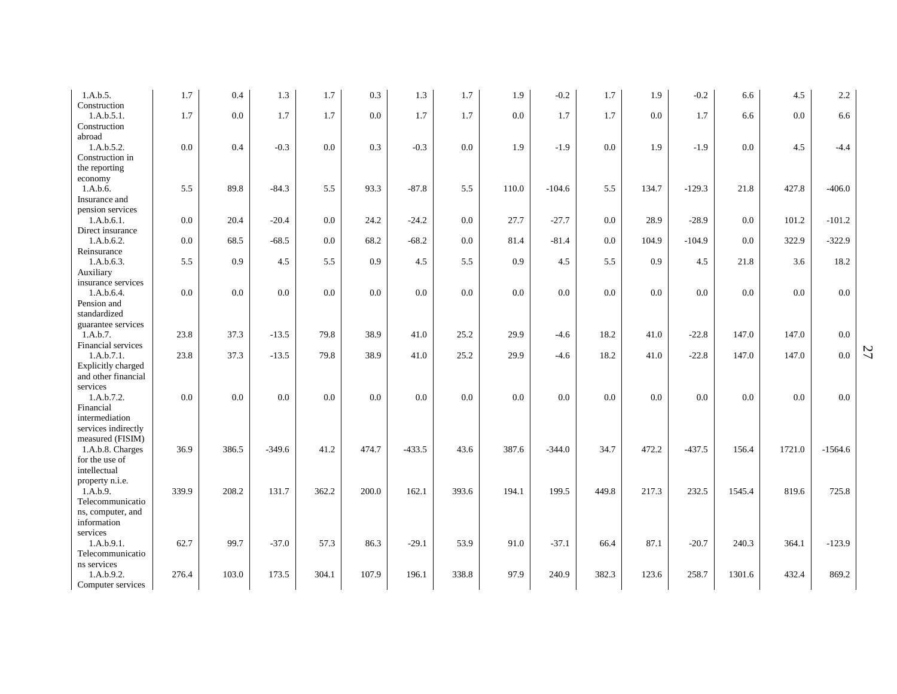| | | | | | | | | | | | | | | | |
|---|---|---|---|---|---|---|---|---|---|---|---|---|---|---|---|
| 1.A.b.5. Construction | 1.7 | 0.4 | 1.3 | 1.7 | 0.3 | 1.3 | 1.7 | 1.9 | -0.2 | 1.7 | 1.9 | -0.2 | 6.6 | 4.5 | 2.2 |
| 1.A.b.5.1. Construction abroad | 1.7 | 0.0 | 1.7 | 1.7 | 0.0 | 1.7 | 1.7 | 0.0 | 1.7 | 1.7 | 0.0 | 1.7 | 6.6 | 0.0 | 6.6 |
| 1.A.b.5.2. Construction in the reporting economy | 0.0 | 0.4 | -0.3 | 0.0 | 0.3 | -0.3 | 0.0 | 1.9 | -1.9 | 0.0 | 1.9 | -1.9 | 0.0 | 4.5 | -4.4 |
| 1.A.b.6. Insurance and pension services | 5.5 | 89.8 | -84.3 | 5.5 | 93.3 | -87.8 | 5.5 | 110.0 | -104.6 | 5.5 | 134.7 | -129.3 | 21.8 | 427.8 | -406.0 |
| 1.A.b.6.1. Direct insurance | 0.0 | 20.4 | -20.4 | 0.0 | 24.2 | -24.2 | 0.0 | 27.7 | -27.7 | 0.0 | 28.9 | -28.9 | 0.0 | 101.2 | -101.2 |
| 1.A.b.6.2. Reinsurance | 0.0 | 68.5 | -68.5 | 0.0 | 68.2 | -68.2 | 0.0 | 81.4 | -81.4 | 0.0 | 104.9 | -104.9 | 0.0 | 322.9 | -322.9 |
| 1.A.b.6.3. Auxiliary insurance services | 5.5 | 0.9 | 4.5 | 5.5 | 0.9 | 4.5 | 5.5 | 0.9 | 4.5 | 5.5 | 0.9 | 4.5 | 21.8 | 3.6 | 18.2 |
| 1.A.b.6.4. Pension and standardized guarantee services | 0.0 | 0.0 | 0.0 | 0.0 | 0.0 | 0.0 | 0.0 | 0.0 | 0.0 | 0.0 | 0.0 | 0.0 | 0.0 | 0.0 | 0.0 |
| 1.A.b.7. Financial services | 23.8 | 37.3 | -13.5 | 79.8 | 38.9 | 41.0 | 25.2 | 29.9 | -4.6 | 18.2 | 41.0 | -22.8 | 147.0 | 147.0 | 0.0 |
| 1.A.b.7.1. Explicitly charged and other financial services | 23.8 | 37.3 | -13.5 | 79.8 | 38.9 | 41.0 | 25.2 | 29.9 | -4.6 | 18.2 | 41.0 | -22.8 | 147.0 | 147.0 | 0.0 |
| 1.A.b.7.2. Financial intermediation services indirectly measured (FISIM) | 0.0 | 0.0 | 0.0 | 0.0 | 0.0 | 0.0 | 0.0 | 0.0 | 0.0 | 0.0 | 0.0 | 0.0 | 0.0 | 0.0 | 0.0 |
| 1.A.b.8. Charges for the use of intellectual property n.i.e. | 36.9 | 386.5 | -349.6 | 41.2 | 474.7 | -433.5 | 43.6 | 387.6 | -344.0 | 34.7 | 472.2 | -437.5 | 156.4 | 1721.0 | -1564.6 |
| 1.A.b.9. Telecommunications, computer, and information services | 339.9 | 208.2 | 131.7 | 362.2 | 200.0 | 162.1 | 393.6 | 194.1 | 199.5 | 449.8 | 217.3 | 232.5 | 1545.4 | 819.6 | 725.8 |
| 1.A.b.9.1. Telecommunications services | 62.7 | 99.7 | -37.0 | 57.3 | 86.3 | -29.1 | 53.9 | 91.0 | -37.1 | 66.4 | 87.1 | -20.7 | 240.3 | 364.1 | -123.9 |
| 1.A.b.9.2. Computer services | 276.4 | 103.0 | 173.5 | 304.1 | 107.9 | 196.1 | 338.8 | 97.9 | 240.9 | 382.3 | 123.6 | 258.7 | 1301.6 | 432.4 | 869.2 |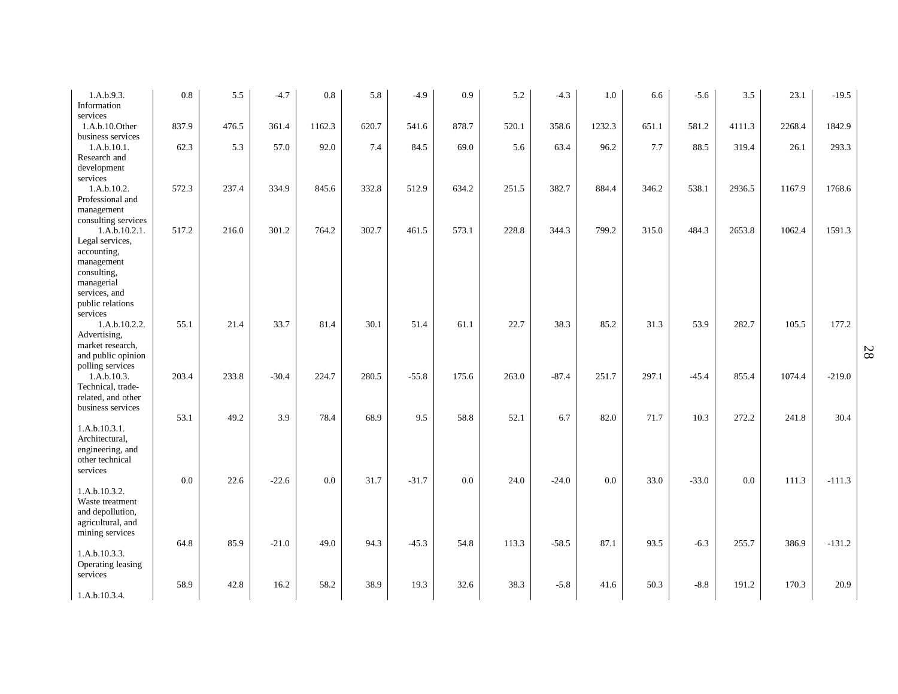| | | | | | | | | | | | | | | | |
|---|---|---|---|---|---|---|---|---|---|---|---|---|---|---|---|
| 1.A.b.9.3. Information services | 0.8 | 5.5 | -4.7 | 0.8 | 5.8 | -4.9 | 0.9 | 5.2 | -4.3 | 1.0 | 6.6 | -5.6 | 3.5 | 23.1 | -19.5 |
| 1.A.b.10.Other business services | 837.9 | 476.5 | 361.4 | 1162.3 | 620.7 | 541.6 | 878.7 | 520.1 | 358.6 | 1232.3 | 651.1 | 581.2 | 4111.3 | 2268.4 | 1842.9 |
| 1.A.b.10.1. Research and development services | 62.3 | 5.3 | 57.0 | 92.0 | 7.4 | 84.5 | 69.0 | 5.6 | 63.4 | 96.2 | 7.7 | 88.5 | 319.4 | 26.1 | 293.3 |
| 1.A.b.10.2. Professional and management consulting services | 572.3 | 237.4 | 334.9 | 845.6 | 332.8 | 512.9 | 634.2 | 251.5 | 382.7 | 884.4 | 346.2 | 538.1 | 2936.5 | 1167.9 | 1768.6 |
| 1.A.b.10.2.1. Legal services, accounting, management consulting, managerial services, and public relations services | 517.2 | 216.0 | 301.2 | 764.2 | 302.7 | 461.5 | 573.1 | 228.8 | 344.3 | 799.2 | 315.0 | 484.3 | 2653.8 | 1062.4 | 1591.3 |
| 1.A.b.10.2.2. Advertising, market research, and public opinion polling services | 55.1 | 21.4 | 33.7 | 81.4 | 30.1 | 51.4 | 61.1 | 22.7 | 38.3 | 85.2 | 31.3 | 53.9 | 282.7 | 105.5 | 177.2 |
| 1.A.b.10.3. Technical, trade-related, and other business services | 203.4 | 233.8 | -30.4 | 224.7 | 280.5 | -55.8 | 175.6 | 263.0 | -87.4 | 251.7 | 297.1 | -45.4 | 855.4 | 1074.4 | -219.0 |
| 1.A.b.10.3.1. Architectural, engineering, and other technical services | 53.1 | 49.2 | 3.9 | 78.4 | 68.9 | 9.5 | 58.8 | 52.1 | 6.7 | 82.0 | 71.7 | 10.3 | 272.2 | 241.8 | 30.4 |
| 1.A.b.10.3.2. Waste treatment and depollution, agricultural, and mining services | 0.0 | 22.6 | -22.6 | 0.0 | 31.7 | -31.7 | 0.0 | 24.0 | -24.0 | 0.0 | 33.0 | -33.0 | 0.0 | 111.3 | -111.3 |
| 1.A.b.10.3.3. Operating leasing services | 64.8 | 85.9 | -21.0 | 49.0 | 94.3 | -45.3 | 54.8 | 113.3 | -58.5 | 87.1 | 93.5 | -6.3 | 255.7 | 386.9 | -131.2 |
| 1.A.b.10.3.4. | 58.9 | 42.8 | 16.2 | 58.2 | 38.9 | 19.3 | 32.6 | 38.3 | -5.8 | 41.6 | 50.3 | -8.8 | 191.2 | 170.3 | 20.9 |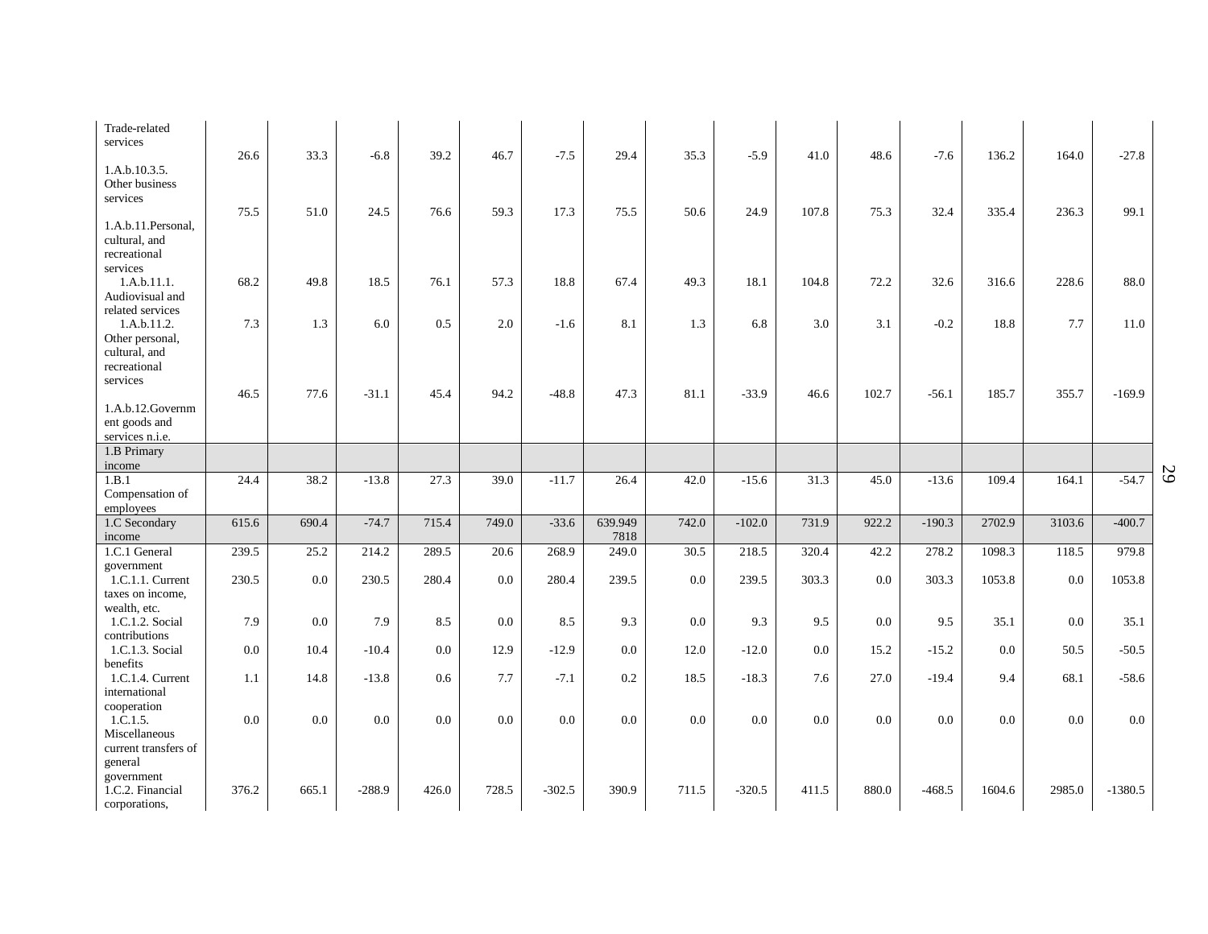| | | | | | | | | | | | | | | |
|---|---|---|---|---|---|---|---|---|---|---|---|---|---|---|---|
| Trade-related services | | | | | | | | | | | | | | | |
| 1.A.b.10.3.5. Other business services | 26.6 | 33.3 | -6.8 | 39.2 | 46.7 | -7.5 | 29.4 | 35.3 | -5.9 | 41.0 | 48.6 | -7.6 | 136.2 | 164.0 | -27.8 |
| 1.A.b.11.Personal, cultural, and recreational services | 75.5 | 51.0 | 24.5 | 76.6 | 59.3 | 17.3 | 75.5 | 50.6 | 24.9 | 107.8 | 75.3 | 32.4 | 335.4 | 236.3 | 99.1 |
| 1.A.b.11.1. Audiovisual and related services | 68.2 | 49.8 | 18.5 | 76.1 | 57.3 | 18.8 | 67.4 | 49.3 | 18.1 | 104.8 | 72.2 | 32.6 | 316.6 | 228.6 | 88.0 |
| 1.A.b.11.2. Other personal, cultural, and recreational services | 7.3 | 1.3 | 6.0 | 0.5 | 2.0 | -1.6 | 8.1 | 1.3 | 6.8 | 3.0 | 3.1 | -0.2 | 18.8 | 7.7 | 11.0 |
| 1.A.b.12.Government goods and services n.i.e. | 46.5 | 77.6 | -31.1 | 45.4 | 94.2 | -48.8 | 47.3 | 81.1 | -33.9 | 46.6 | 102.7 | -56.1 | 185.7 | 355.7 | -169.9 |
| 1.B Primary income | | | | | | | | | | | | | | | |
| 1.B.1 Compensation of employees | 24.4 | 38.2 | -13.8 | 27.3 | 39.0 | -11.7 | 26.4 | 42.0 | -15.6 | 31.3 | 45.0 | -13.6 | 109.4 | 164.1 | -54.7 |
| 1.C Secondary income | 615.6 | 690.4 | -74.7 | 715.4 | 749.0 | -33.6 | 639.949 7818 | 742.0 | -102.0 | 731.9 | 922.2 | -190.3 | 2702.9 | 3103.6 | -400.7 |
| 1.C.1 General government | 239.5 | 25.2 | 214.2 | 289.5 | 20.6 | 268.9 | 249.0 | 30.5 | 218.5 | 320.4 | 42.2 | 278.2 | 1098.3 | 118.5 | 979.8 |
| 1.C.1.1. Current taxes on income, wealth, etc. | 230.5 | 0.0 | 230.5 | 280.4 | 0.0 | 280.4 | 239.5 | 0.0 | 239.5 | 303.3 | 0.0 | 303.3 | 1053.8 | 0.0 | 1053.8 |
| 1.C.1.2. Social contributions | 7.9 | 0.0 | 7.9 | 8.5 | 0.0 | 8.5 | 9.3 | 0.0 | 9.3 | 9.5 | 0.0 | 9.5 | 35.1 | 0.0 | 35.1 |
| 1.C.1.3. Social benefits | 0.0 | 10.4 | -10.4 | 0.0 | 12.9 | -12.9 | 0.0 | 12.0 | -12.0 | 0.0 | 15.2 | -15.2 | 0.0 | 50.5 | -50.5 |
| 1.C.1.4. Current international cooperation | 1.1 | 14.8 | -13.8 | 0.6 | 7.7 | -7.1 | 0.2 | 18.5 | -18.3 | 7.6 | 27.0 | -19.4 | 9.4 | 68.1 | -58.6 |
| 1.C.1.5. Miscellaneous current transfers of general government | 0.0 | 0.0 | 0.0 | 0.0 | 0.0 | 0.0 | 0.0 | 0.0 | 0.0 | 0.0 | 0.0 | 0.0 | 0.0 | 0.0 | 0.0 |
| 1.C.2. Financial corporations, | 376.2 | 665.1 | -288.9 | 426.0 | 728.5 | -302.5 | 390.9 | 711.5 | -320.5 | 411.5 | 880.0 | -468.5 | 1604.6 | 2985.0 | -1380.5 |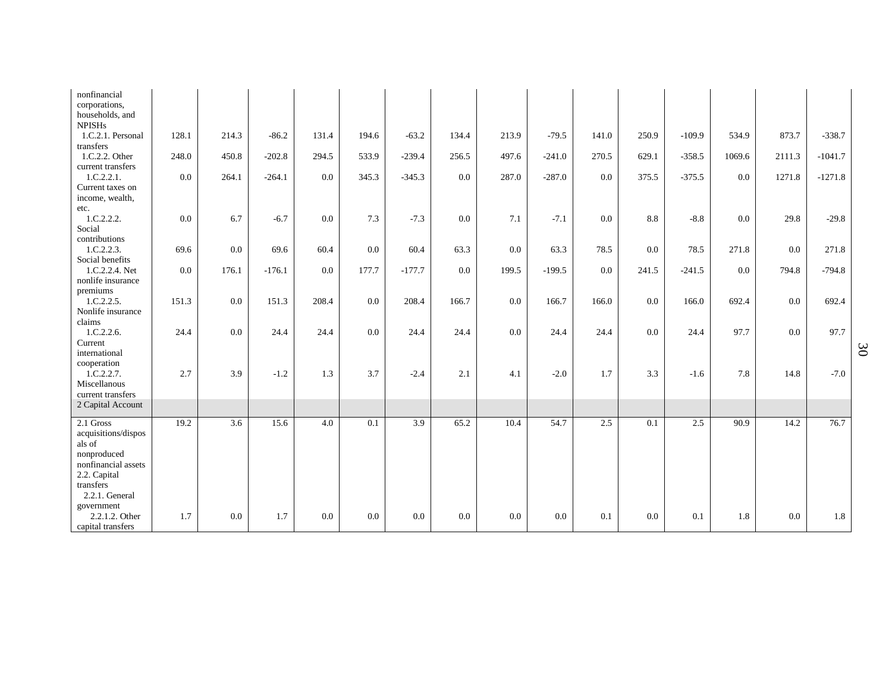| | | | | | | | | | | | | | | | |
|---|---|---|---|---|---|---|---|---|---|---|---|---|---|---|---|
| nonfinancial corporations, households, and NPISHs | | | | | | | | | | | | | | | |
| 1.C.2.1. Personal transfers | 128.1 | 214.3 | -86.2 | 131.4 | 194.6 | -63.2 | 134.4 | 213.9 | -79.5 | 141.0 | 250.9 | -109.9 | 534.9 | 873.7 | -338.7 |
| 1.C.2.2. Other current transfers | 248.0 | 450.8 | -202.8 | 294.5 | 533.9 | -239.4 | 256.5 | 497.6 | -241.0 | 270.5 | 629.1 | -358.5 | 1069.6 | 2111.3 | -1041.7 |
| 1.C.2.2.1. Current taxes on income, wealth, etc. | 0.0 | 264.1 | -264.1 | 0.0 | 345.3 | -345.3 | 0.0 | 287.0 | -287.0 | 0.0 | 375.5 | -375.5 | 0.0 | 1271.8 | -1271.8 |
| 1.C.2.2.2. Social contributions | 0.0 | 6.7 | -6.7 | 0.0 | 7.3 | -7.3 | 0.0 | 7.1 | -7.1 | 0.0 | 8.8 | -8.8 | 0.0 | 29.8 | -29.8 |
| 1.C.2.2.3. Social benefits | 69.6 | 0.0 | 69.6 | 60.4 | 0.0 | 60.4 | 63.3 | 0.0 | 63.3 | 78.5 | 0.0 | 78.5 | 271.8 | 0.0 | 271.8 |
| 1.C.2.2.4. Net nonlife insurance premiums | 0.0 | 176.1 | -176.1 | 0.0 | 177.7 | -177.7 | 0.0 | 199.5 | -199.5 | 0.0 | 241.5 | -241.5 | 0.0 | 794.8 | -794.8 |
| 1.C.2.2.5. Nonlife insurance claims | 151.3 | 0.0 | 151.3 | 208.4 | 0.0 | 208.4 | 166.7 | 0.0 | 166.7 | 166.0 | 0.0 | 166.0 | 692.4 | 0.0 | 692.4 |
| 1.C.2.2.6. Current international cooperation | 24.4 | 0.0 | 24.4 | 24.4 | 0.0 | 24.4 | 24.4 | 0.0 | 24.4 | 24.4 | 0.0 | 24.4 | 97.7 | 0.0 | 97.7 |
| 1.C.2.2.7. Miscellanous current transfers | 2.7 | 3.9 | -1.2 | 1.3 | 3.7 | -2.4 | 2.1 | 4.1 | -2.0 | 1.7 | 3.3 | -1.6 | 7.8 | 14.8 | -7.0 |
| 2 Capital Account | | | | | | | | | | | | | | | |
| 2.1 Gross acquisitions/disposals of nonproduced nonfinancial assets | 19.2 | 3.6 | 15.6 | 4.0 | 0.1 | 3.9 | 65.2 | 10.4 | 54.7 | 2.5 | 0.1 | 2.5 | 90.9 | 14.2 | 76.7 |
| 2.2. Capital transfers | | | | | | | | | | | | | | | |
| 2.2.1. General government | | | | | | | | | | | | | | | |
| 2.2.1.2. Other capital transfers | 1.7 | 0.0 | 1.7 | 0.0 | 0.0 | 0.0 | 0.0 | 0.0 | 0.0 | 0.1 | 0.0 | 0.1 | 1.8 | 0.0 | 1.8 |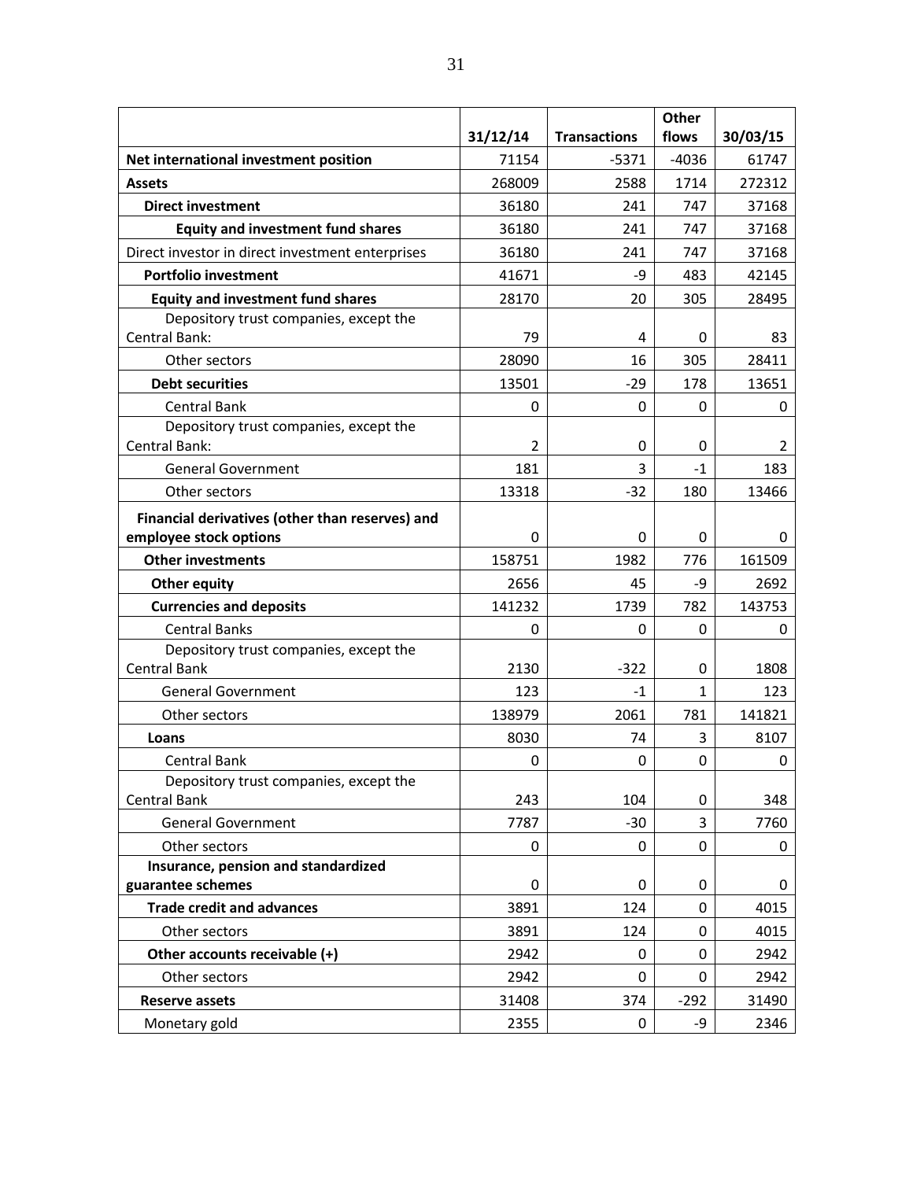| | 31/12/14 | Transactions | Other flows | 30/03/15 |
|---|---|---|---|---|
| **Net international investment position** | 71154 | -5371 | -4036 | 61747 |
| **Assets** | 268009 | 2588 | 1714 | 272312 |
| **Direct investment** | 36180 | 241 | 747 | 37168 |
| **Equity and investment fund shares** | 36180 | 241 | 747 | 37168 |
| Direct investor in direct investment enterprises | 36180 | 241 | 747 | 37168 |
| **Portfolio investment** | 41671 | -9 | 483 | 42145 |
| **Equity and investment fund shares** | 28170 | 20 | 305 | 28495 |
| Depository trust companies, except the Central Bank: | 79 | 4 | 0 | 83 |
| Other sectors | 28090 | 16 | 305 | 28411 |
| **Debt securities** | 13501 | -29 | 178 | 13651 |
| Central Bank | 0 | 0 | 0 | 0 |
| Depository trust companies, except the Central Bank: | 2 | 0 | 0 | 2 |
| General Government | 181 | 3 | -1 | 183 |
| Other sectors | 13318 | -32 | 180 | 13466 |
| **Financial derivatives (other than reserves) and employee stock options** | 0 | 0 | 0 | 0 |
| **Other investments** | 158751 | 1982 | 776 | 161509 |
| **Other equity** | 2656 | 45 | -9 | 2692 |
| **Currencies and deposits** | 141232 | 1739 | 782 | 143753 |
| Central Banks | 0 | 0 | 0 | 0 |
| Depository trust companies, except the Central Bank | 2130 | -322 | 0 | 1808 |
| General Government | 123 | -1 | 1 | 123 |
| Other sectors | 138979 | 2061 | 781 | 141821 |
| **Loans** | 8030 | 74 | 3 | 8107 |
| Central Bank | 0 | 0 | 0 | 0 |
| Depository trust companies, except the Central Bank | 243 | 104 | 0 | 348 |
| General Government | 7787 | -30 | 3 | 7760 |
| Other sectors | 0 | 0 | 0 | 0 |
| **Insurance, pension and standardized guarantee schemes** | 0 | 0 | 0 | 0 |
| **Trade credit and advances** | 3891 | 124 | 0 | 4015 |
| Other sectors | 3891 | 124 | 0 | 4015 |
| **Other accounts receivable (+)** | 2942 | 0 | 0 | 2942 |
| Other sectors | 2942 | 0 | 0 | 2942 |
| **Reserve assets** | 31408 | 374 | -292 | 31490 |
| Monetary gold | 2355 | 0 | -9 | 2346 |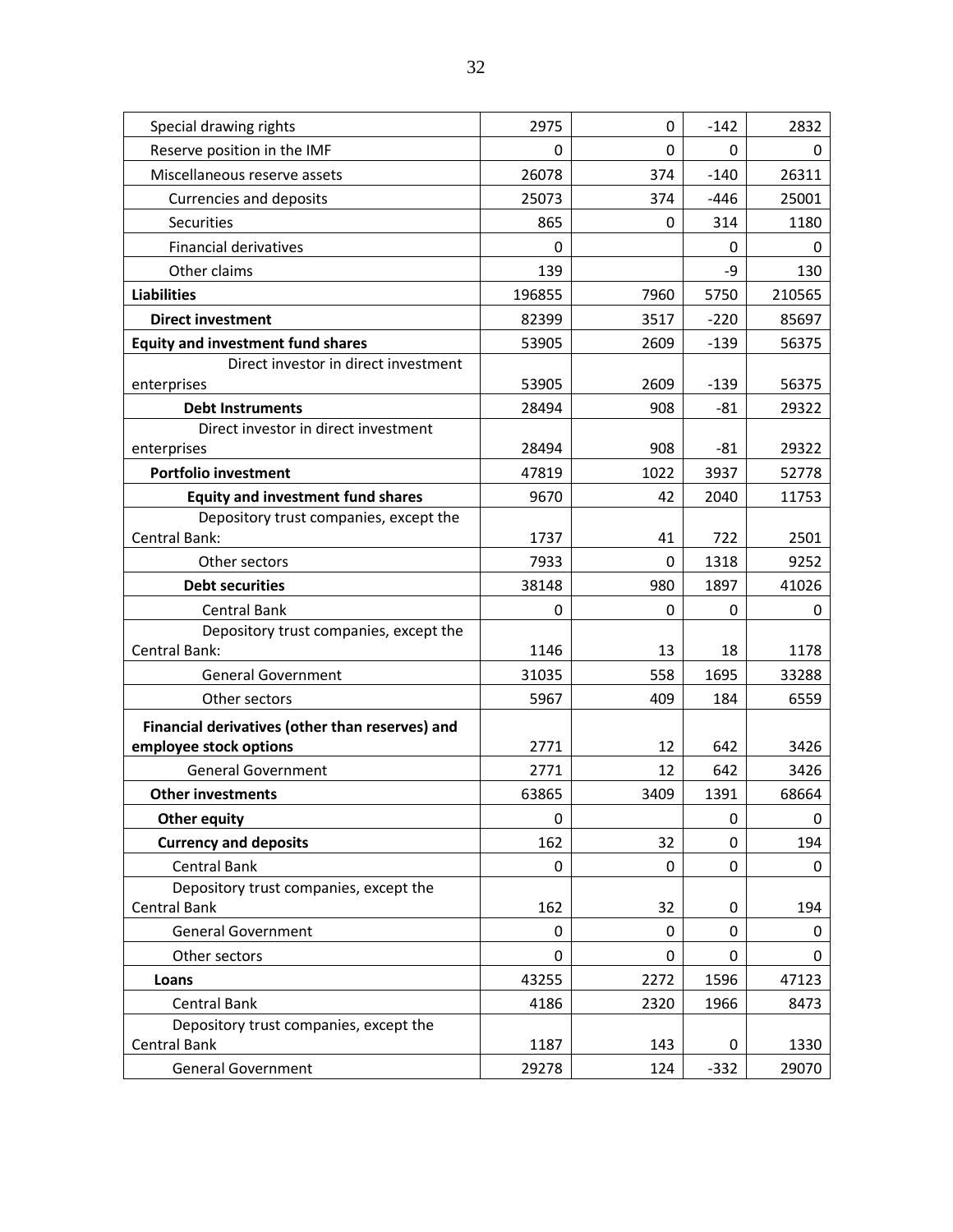| | | | | |
|---|---|---|---|---|
| Special drawing rights | 2975 | 0 | -142 | 2832 |
| Reserve position in the IMF | 0 | 0 | 0 | 0 |
| Miscellaneous reserve assets | 26078 | 374 | -140 | 26311 |
| Currencies and deposits | 25073 | 374 | -446 | 25001 |
| Securities | 865 | 0 | 314 | 1180 |
| Financial derivatives | 0 | | 0 | 0 |
| Other claims | 139 | | -9 | 130 |
| **Liabilities** | 196855 | 7960 | 5750 | 210565 |
| **Direct investment** | 82399 | 3517 | -220 | 85697 |
| **Equity and investment fund shares** | 53905 | 2609 | -139 | 56375 |
| Direct investor in direct investment enterprises | 53905 | 2609 | -139 | 56375 |
| **Debt Instruments** | 28494 | 908 | -81 | 29322 |
| Direct investor in direct investment enterprises | 28494 | 908 | -81 | 29322 |
| **Portfolio investment** | 47819 | 1022 | 3937 | 52778 |
| **Equity and investment fund shares** | 9670 | 42 | 2040 | 11753 |
| Depository trust companies, except the Central Bank: | 1737 | 41 | 722 | 2501 |
| Other sectors | 7933 | 0 | 1318 | 9252 |
| **Debt securities** | 38148 | 980 | 1897 | 41026 |
| Central Bank | 0 | 0 | 0 | 0 |
| Depository trust companies, except the Central Bank: | 1146 | 13 | 18 | 1178 |
| General Government | 31035 | 558 | 1695 | 33288 |
| Other sectors | 5967 | 409 | 184 | 6559 |
| **Financial derivatives (other than reserves) and employee stock options** | 2771 | 12 | 642 | 3426 |
| General Government | 2771 | 12 | 642 | 3426 |
| **Other investments** | 63865 | 3409 | 1391 | 68664 |
| **Other equity** | 0 | | 0 | 0 |
| **Currency and deposits** | 162 | 32 | 0 | 194 |
| Central Bank | 0 | 0 | 0 | 0 |
| Depository trust companies, except the Central Bank | 162 | 32 | 0 | 194 |
| General Government | 0 | 0 | 0 | 0 |
| Other sectors | 0 | 0 | 0 | 0 |
| **Loans** | 43255 | 2272 | 1596 | 47123 |
| Central Bank | 4186 | 2320 | 1966 | 8473 |
| Depository trust companies, except the Central Bank | 1187 | 143 | 0 | 1330 |
| General Government | 29278 | 124 | -332 | 29070 |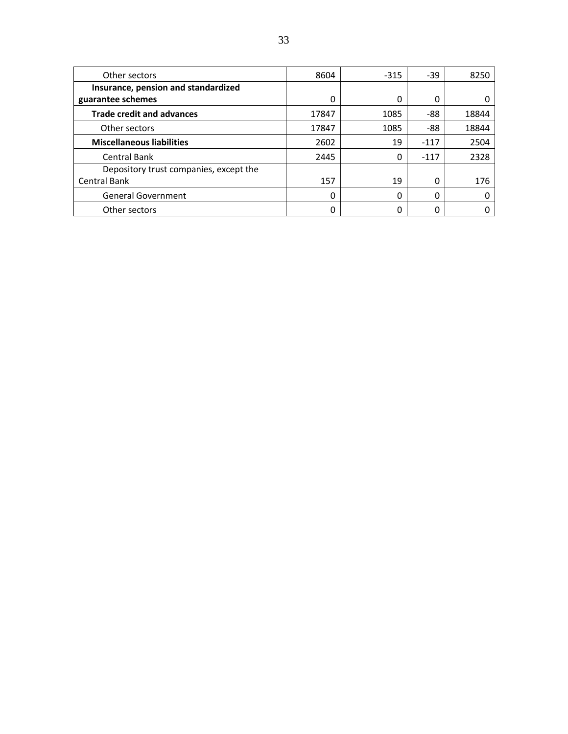| | | | | |
|---|---|---|---|---|
| Other sectors | 8604 | -315 | -39 | 8250 |
| **Insurance, pension and standardized guarantee schemes** | 0 | 0 | 0 | 0 |
| **Trade credit and advances** | 17847 | 1085 | -88 | 18844 |
| Other sectors | 17847 | 1085 | -88 | 18844 |
| **Miscellaneous liabilities** | 2602 | 19 | -117 | 2504 |
| Central Bank | 2445 | 0 | -117 | 2328 |
| Depository trust companies, except the Central Bank | 157 | 19 | 0 | 176 |
| General Government | 0 | 0 | 0 | 0 |
| Other sectors | 0 | 0 | 0 | 0 |